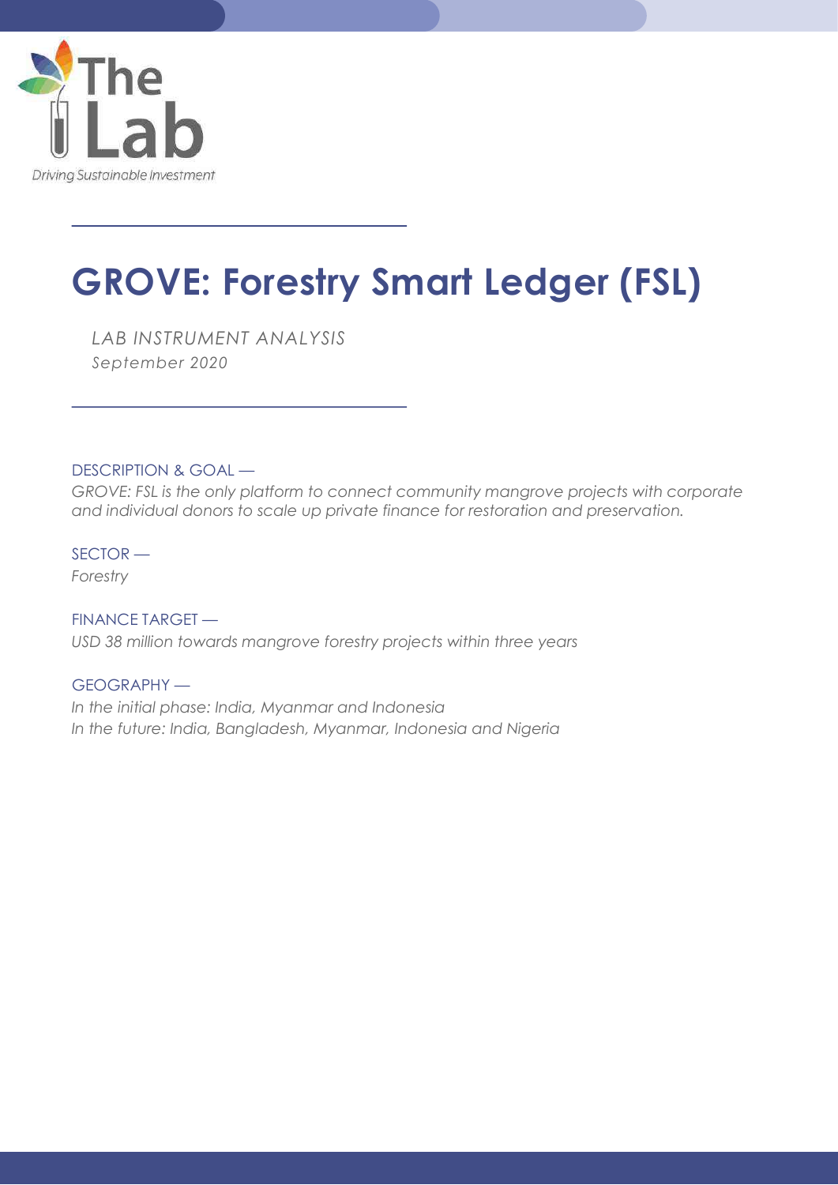The Lab

Driving Sustainable Investment

# GROVE: Forestry Smart Ledger (FSL)

*LAB INSTRUMENT ANALYSIS*
*September 2020*

DESCRIPTION & GOAL —
*GROVE: FSL is the only platform to connect community mangrove projects with corporate and individual donors to scale up private finance for restoration and preservation.*

SECTOR —
*Forestry*

FINANCE TARGET —
*USD 38 million towards mangrove forestry projects within three years*

GEOGRAPHY —
*In the initial phase: India, Myanmar and Indonesia*
*In the future: India, Bangladesh, Myanmar, Indonesia and Nigeria*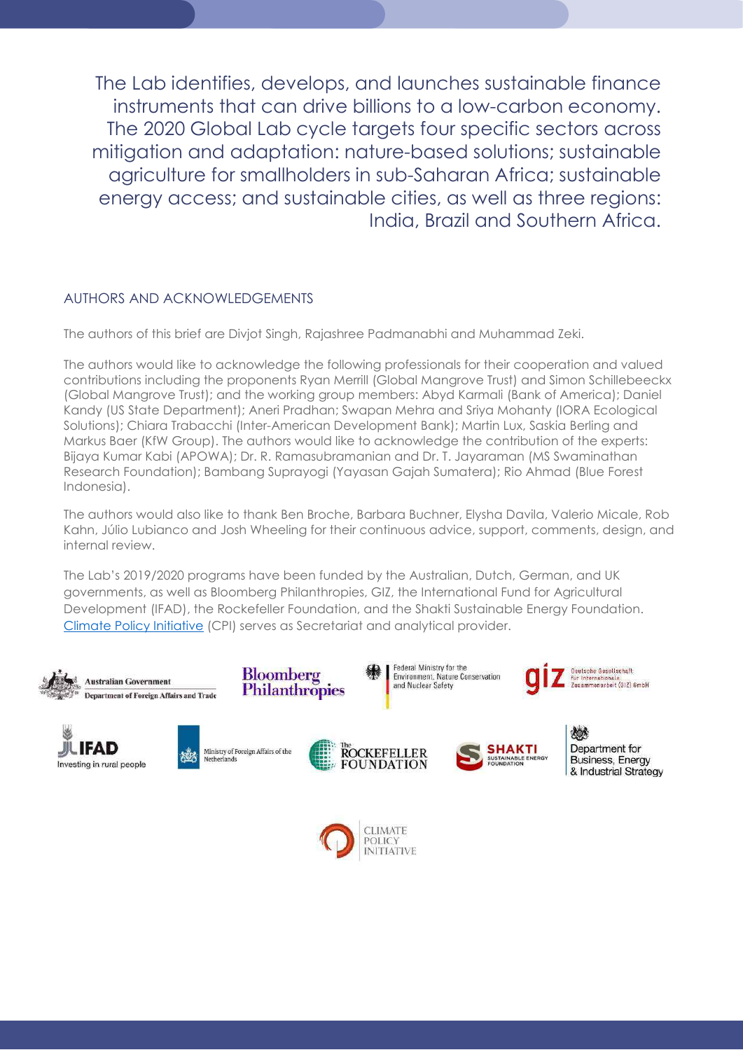The Lab identifies, develops, and launches sustainable finance instruments that can drive billions to a low-carbon economy. The 2020 Global Lab cycle targets four specific sectors across mitigation and adaptation: nature-based solutions; sustainable agriculture for smallholders in sub-Saharan Africa; sustainable energy access; and sustainable cities, as well as three regions: India, Brazil and Southern Africa.

## AUTHORS AND ACKNOWLEDGEMENTS

The authors of this brief are Divjot Singh, Rajashree Padmanabhi and Muhammad Zeki.

The authors would like to acknowledge the following professionals for their cooperation and valued contributions including the proponents Ryan Merrill (Global Mangrove Trust) and Simon Schillebeeckx (Global Mangrove Trust); and the working group members: Abyd Karmali (Bank of America); Daniel Kandy (US State Department); Aneri Pradhan; Swapan Mehra and Sriya Mohanty (IORA Ecological Solutions); Chiara Trabacchi (Inter-American Development Bank); Martin Lux, Saskia Berling and Markus Baer (KfW Group). The authors would like to acknowledge the contribution of the experts: Bijaya Kumar Kabi (APOWA); Dr. R. Ramasubramanian and Dr. T. Jayaraman (MS Swaminathan Research Foundation); Bambang Suprayogi (Yayasan Gajah Sumatera); Rio Ahmad (Blue Forest Indonesia).

The authors would also like to thank Ben Broche, Barbara Buchner, Elysha Davila, Valerio Micale, Rob Kahn, Júlio Lubianco and Josh Wheeling for their continuous advice, support, comments, design, and internal review.

The Lab's 2019/2020 programs have been funded by the Australian, Dutch, German, and UK governments, as well as Bloomberg Philanthropies, GIZ, the International Fund for Agricultural Development (IFAD), the Rockefeller Foundation, and the Shakti Sustainable Energy Foundation. Climate Policy Initiative (CPI) serves as Secretariat and analytical provider.

Australian Government Department of Foreign Affairs and Trade | Bloomberg Philanthropies | Federal Ministry for the Environment, Nature Conservation and Nuclear Safety | giz Deutsche Gesellschaft für Internationale Zusammenarbeit (GIZ) GmbH

IFAD Investing in rural people | Ministry of Foreign Affairs of the Netherlands | The Rockefeller Foundation | SHAKTI Sustainable Energy Foundation | Department for Business, Energy & Industrial Strategy

Climate Policy Initiative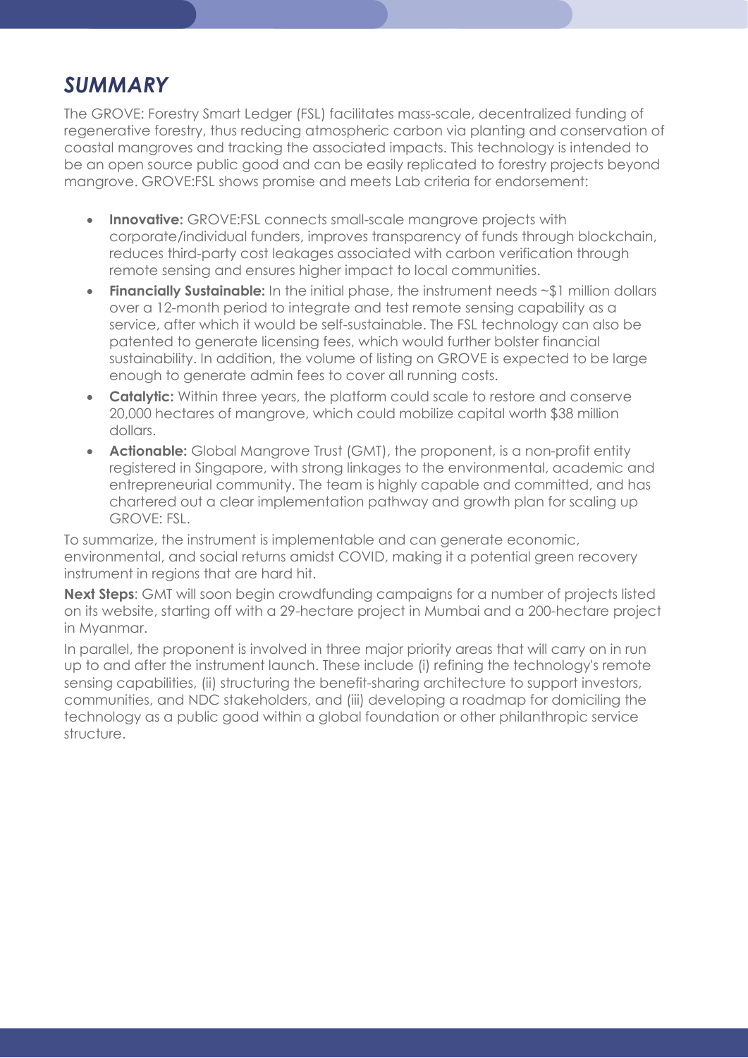## *SUMMARY*

The GROVE: Forestry Smart Ledger (FSL) facilitates mass-scale, decentralized funding of regenerative forestry, thus reducing atmospheric carbon via planting and conservation of coastal mangroves and tracking the associated impacts. This technology is intended to be an open source public good and can be easily replicated to forestry projects beyond mangrove. GROVE:FSL shows promise and meets Lab criteria for endorsement:

- **Innovative:** GROVE:FSL connects small-scale mangrove projects with corporate/individual funders, improves transparency of funds through blockchain, reduces third-party cost leakages associated with carbon verification through remote sensing and ensures higher impact to local communities.
- **Financially Sustainable:** In the initial phase, the instrument needs ~$1 million dollars over a 12-month period to integrate and test remote sensing capability as a service, after which it would be self-sustainable. The FSL technology can also be patented to generate licensing fees, which would further bolster financial sustainability. In addition, the volume of listing on GROVE is expected to be large enough to generate admin fees to cover all running costs.
- **Catalytic:** Within three years, the platform could scale to restore and conserve 20,000 hectares of mangrove, which could mobilize capital worth $38 million dollars.
- **Actionable:** Global Mangrove Trust (GMT), the proponent, is a non-profit entity registered in Singapore, with strong linkages to the environmental, academic and entrepreneurial community. The team is highly capable and committed, and has chartered out a clear implementation pathway and growth plan for scaling up GROVE: FSL.

To summarize, the instrument is implementable and can generate economic, environmental, and social returns amidst COVID, making it a potential green recovery instrument in regions that are hard hit.

**Next Steps**: GMT will soon begin crowdfunding campaigns for a number of projects listed on its website, starting off with a 29-hectare project in Mumbai and a 200-hectare project in Myanmar.

In parallel, the proponent is involved in three major priority areas that will carry on in run up to and after the instrument launch. These include (i) refining the technology's remote sensing capabilities, (ii) structuring the benefit-sharing architecture to support investors, communities, and NDC stakeholders, and (iii) developing a roadmap for domiciling the technology as a public good within a global foundation or other philanthropic service structure.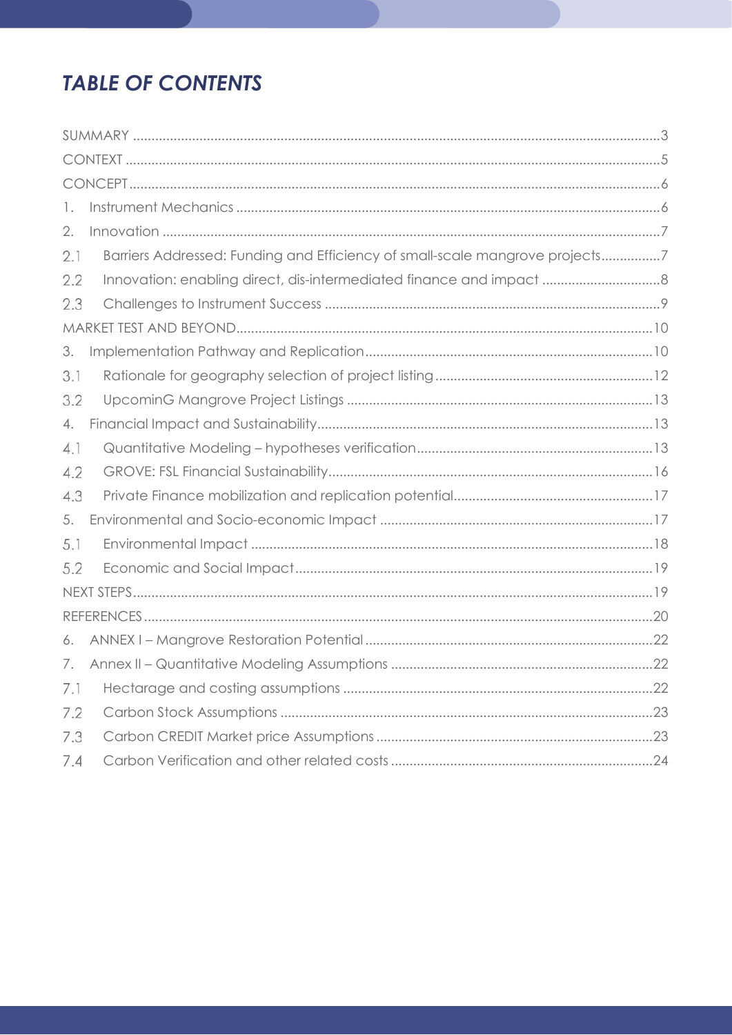# *TABLE OF CONTENTS*

SUMMARY ....................................................................................................................................3

CONTEXT ....................................................................................................................................5

CONCEPT....................................................................................................................................6

1. Instrument Mechanics ........................................................................................................6
2. Innovation ............................................................................................................................7

2.1 Barriers Addressed: Funding and Efficiency of small-scale mangrove projects................7

2.2 Innovation: enabling direct, dis-intermediated finance and impact ................................8

2.3 Challenges to Instrument Success ..........................................................................................9

MARKET TEST AND BEYOND....................................................................................................10

3. Implementation Pathway and Replication.......................................................................10

3.1 Rationale for geography selection of project listing...........................................................12

3.2 UpcominG Mangrove Project Listings ..................................................................................13

4. Financial Impact and Sustainability....................................................................................13

4.1 Quantitative Modeling – hypotheses verification................................................................13

4.2 GROVE: FSL Financial Sustainability.......................................................................................16

4.3 Private Finance mobilization and replication potential......................................................17

5. Environmental and Socio-economic Impact ....................................................................17

5.1 Environmental Impact ............................................................................................................18

5.2 Economic and Social Impact................................................................................................19

NEXT STEPS...................................................................................................................................19

REFERENCES.................................................................................................................................20

6. ANNEX I – Mangrove Restoration Potential ......................................................................22
7. Annex II – Quantitative Modeling Assumptions ...............................................................22

7.1 Hectarage and costing assumptions ...................................................................................22

7.2 Carbon Stock Assumptions ....................................................................................................23

7.3 Carbon CREDIT Market price Assumptions ..........................................................................23

7.4 Carbon Verification and other related costs ......................................................................24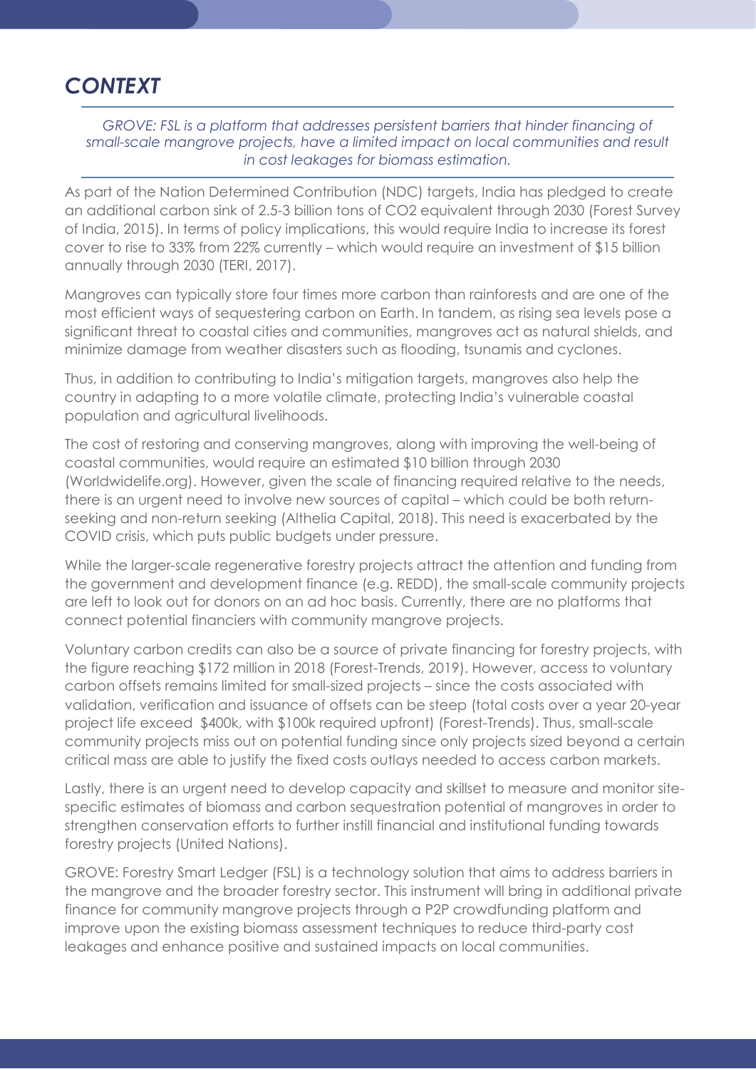# *CONTEXT*

*GROVE: FSL is a platform that addresses persistent barriers that hinder financing of small-scale mangrove projects, have a limited impact on local communities and result in cost leakages for biomass estimation.*

As part of the Nation Determined Contribution (NDC) targets, India has pledged to create an additional carbon sink of 2.5-3 billion tons of CO2 equivalent through 2030 (Forest Survey of India, 2015). In terms of policy implications, this would require India to increase its forest cover to rise to 33% from 22% currently – which would require an investment of $15 billion annually through 2030 (TERI, 2017).

Mangroves can typically store four times more carbon than rainforests and are one of the most efficient ways of sequestering carbon on Earth. In tandem, as rising sea levels pose a significant threat to coastal cities and communities, mangroves act as natural shields, and minimize damage from weather disasters such as flooding, tsunamis and cyclones.

Thus, in addition to contributing to India's mitigation targets, mangroves also help the country in adapting to a more volatile climate, protecting India's vulnerable coastal population and agricultural livelihoods.

The cost of restoring and conserving mangroves, along with improving the well-being of coastal communities, would require an estimated $10 billion through 2030 (Worldwidelife.org). However, given the scale of financing required relative to the needs, there is an urgent need to involve new sources of capital – which could be both return-seeking and non-return seeking (Althelia Capital, 2018). This need is exacerbated by the COVID crisis, which puts public budgets under pressure.

While the larger-scale regenerative forestry projects attract the attention and funding from the government and development finance (e.g. REDD), the small-scale community projects are left to look out for donors on an ad hoc basis. Currently, there are no platforms that connect potential financiers with community mangrove projects.

Voluntary carbon credits can also be a source of private financing for forestry projects, with the figure reaching $172 million in 2018 (Forest-Trends, 2019). However, access to voluntary carbon offsets remains limited for small-sized projects – since the costs associated with validation, verification and issuance of offsets can be steep (total costs over a year 20-year project life exceed $400k, with $100k required upfront) (Forest-Trends). Thus, small-scale community projects miss out on potential funding since only projects sized beyond a certain critical mass are able to justify the fixed costs outlays needed to access carbon markets.

Lastly, there is an urgent need to develop capacity and skillset to measure and monitor site-specific estimates of biomass and carbon sequestration potential of mangroves in order to strengthen conservation efforts to further instill financial and institutional funding towards forestry projects (United Nations).

GROVE: Forestry Smart Ledger (FSL) is a technology solution that aims to address barriers in the mangrove and the broader forestry sector. This instrument will bring in additional private finance for community mangrove projects through a P2P crowdfunding platform and improve upon the existing biomass assessment techniques to reduce third-party cost leakages and enhance positive and sustained impacts on local communities.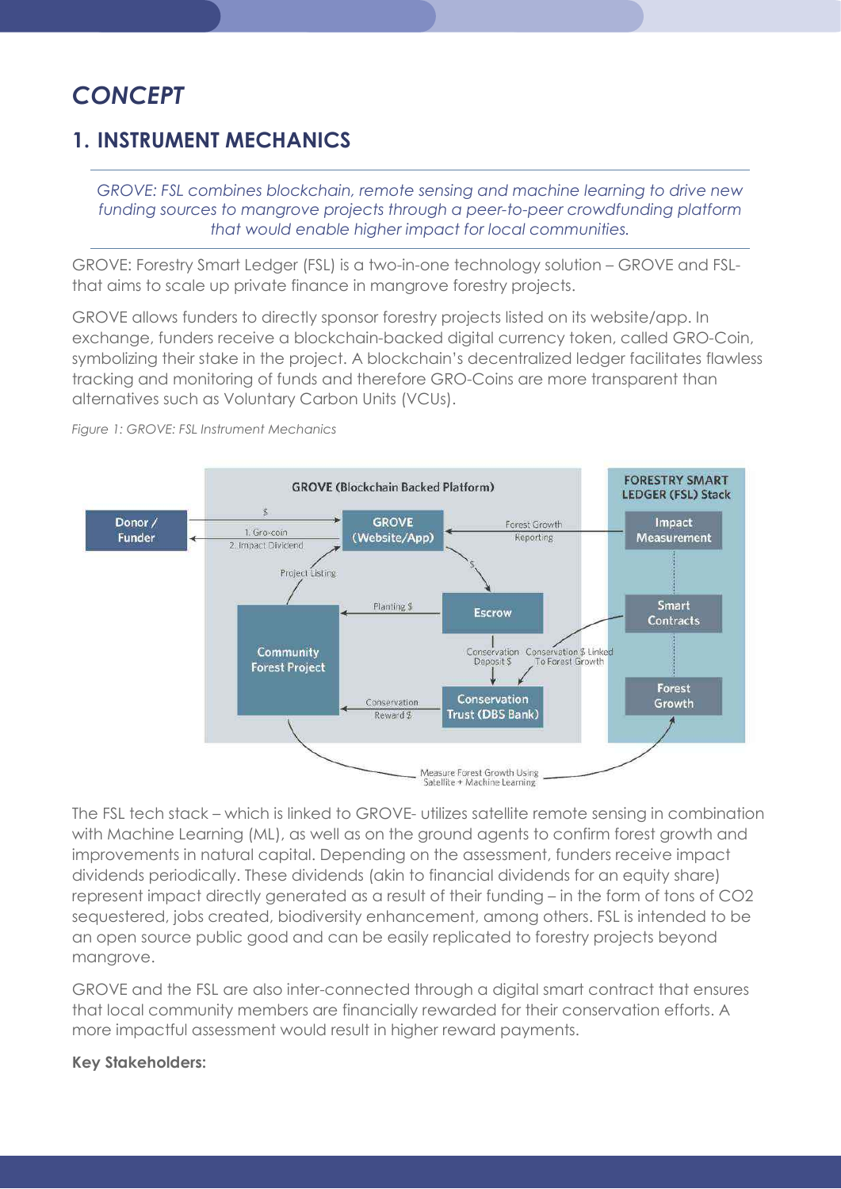# CONCEPT

## 1. INSTRUMENT MECHANICS

*GROVE: FSL combines blockchain, remote sensing and machine learning to drive new funding sources to mangrove projects through a peer-to-peer crowdfunding platform that would enable higher impact for local communities.*

GROVE: Forestry Smart Ledger (FSL) is a two-in-one technology solution – GROVE and FSL- that aims to scale up private finance in mangrove forestry projects.

GROVE allows funders to directly sponsor forestry projects listed on its website/app. In exchange, funders receive a blockchain-backed digital currency token, called GRO-Coin, symbolizing their stake in the project. A blockchain's decentralized ledger facilitates flawless tracking and monitoring of funds and therefore GRO-Coins are more transparent than alternatives such as Voluntary Carbon Units (VCUs).

*Figure 1: GROVE: FSL Instrument Mechanics*

The FSL tech stack – which is linked to GROVE- utilizes satellite remote sensing in combination with Machine Learning (ML), as well as on the ground agents to confirm forest growth and improvements in natural capital. Depending on the assessment, funders receive impact dividends periodically. These dividends (akin to financial dividends for an equity share) represent impact directly generated as a result of their funding – in the form of tons of $CO_2$ sequestered, jobs created, biodiversity enhancement, among others. FSL is intended to be an open source public good and can be easily replicated to forestry projects beyond mangrove.

GROVE and the FSL are also inter-connected through a digital smart contract that ensures that local community members are financially rewarded for their conservation efforts. A more impactful assessment would result in higher reward payments.

**Key Stakeholders:**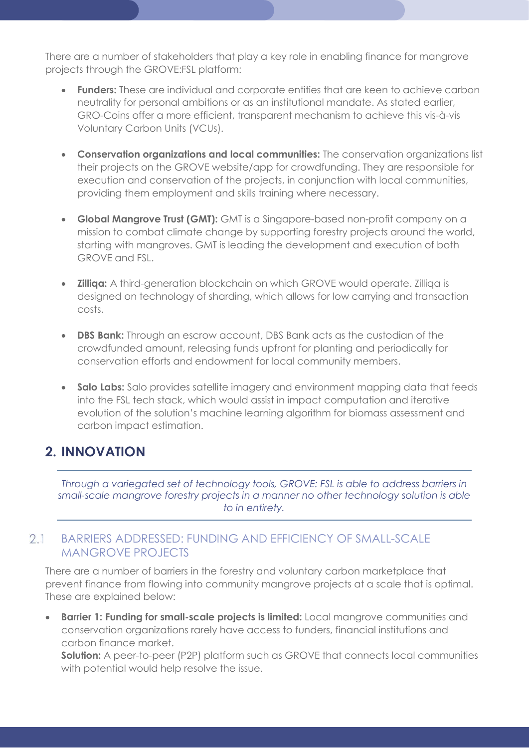There are a number of stakeholders that play a key role in enabling finance for mangrove projects through the GROVE:FSL platform:

- **Funders:** These are individual and corporate entities that are keen to achieve carbon neutrality for personal ambitions or as an institutional mandate. As stated earlier, GRO-Coins offer a more efficient, transparent mechanism to achieve this vis-à-vis Voluntary Carbon Units (VCUs).

- **Conservation organizations and local communities:** The conservation organizations list their projects on the GROVE website/app for crowdfunding. They are responsible for execution and conservation of the projects, in conjunction with local communities, providing them employment and skills training where necessary.

- **Global Mangrove Trust (GMT):** GMT is a Singapore-based non-profit company on a mission to combat climate change by supporting forestry projects around the world, starting with mangroves. GMT is leading the development and execution of both GROVE and FSL.

- **Zilliqa:** A third-generation blockchain on which GROVE would operate. Zilliqa is designed on technology of sharding, which allows for low carrying and transaction costs.

- **DBS Bank:** Through an escrow account, DBS Bank acts as the custodian of the crowdfunded amount, releasing funds upfront for planting and periodically for conservation efforts and endowment for local community members.

- **Salo Labs:** Salo provides satellite imagery and environment mapping data that feeds into the FSL tech stack, which would assist in impact computation and iterative evolution of the solution's machine learning algorithm for biomass assessment and carbon impact estimation.

## 2. INNOVATION

*Through a variegated set of technology tools, GROVE: FSL is able to address barriers in small-scale mangrove forestry projects in a manner no other technology solution is able to in entirety.*

### 2.1 BARRIERS ADDRESSED: FUNDING AND EFFICIENCY OF SMALL-SCALE MANGROVE PROJECTS

There are a number of barriers in the forestry and voluntary carbon marketplace that prevent finance from flowing into community mangrove projects at a scale that is optimal. These are explained below:

- **Barrier 1: Funding for small-scale projects is limited:** Local mangrove communities and conservation organizations rarely have access to funders, financial institutions and carbon finance market.
  **Solution:** A peer-to-peer (P2P) platform such as GROVE that connects local communities with potential would help resolve the issue.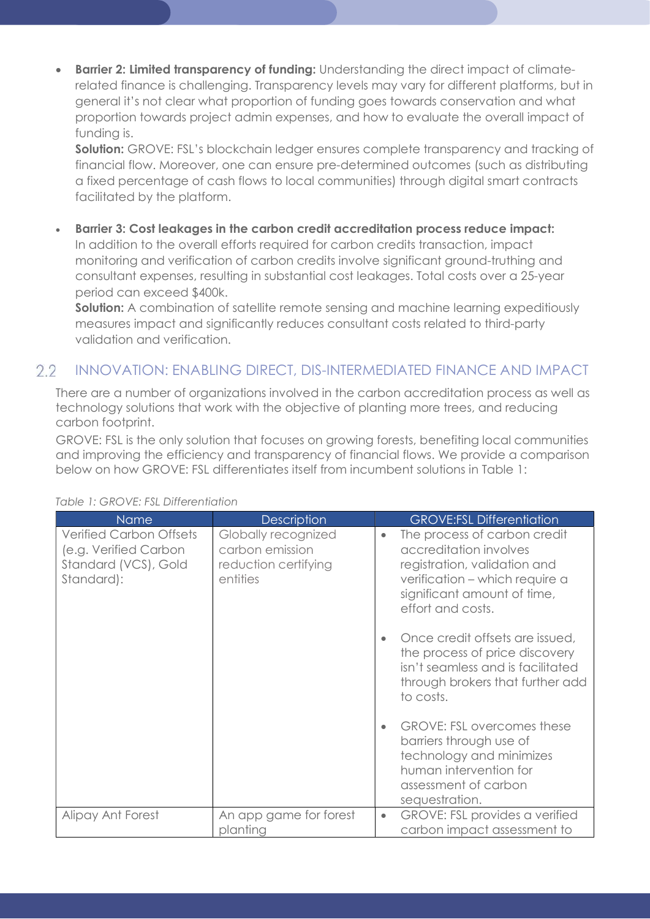- **Barrier 2: Limited transparency of funding:** Understanding the direct impact of climate-related finance is challenging. Transparency levels may vary for different platforms, but in general it's not clear what proportion of funding goes towards conservation and what proportion towards project admin expenses, and how to evaluate the overall impact of funding is.
  **Solution:** GROVE: FSL's blockchain ledger ensures complete transparency and tracking of financial flow. Moreover, one can ensure pre-determined outcomes (such as distributing a fixed percentage of cash flows to local communities) through digital smart contracts facilitated by the platform.

- **Barrier 3: Cost leakages in the carbon credit accreditation process reduce impact:** In addition to the overall efforts required for carbon credits transaction, impact monitoring and verification of carbon credits involve significant ground-truthing and consultant expenses, resulting in substantial cost leakages. Total costs over a 25-year period can exceed $400k.
  **Solution:** A combination of satellite remote sensing and machine learning expeditiously measures impact and significantly reduces consultant costs related to third-party validation and verification.

## 2.2 INNOVATION: ENABLING DIRECT, DIS-INTERMEDIATED FINANCE AND IMPACT

There are a number of organizations involved in the carbon accreditation process as well as technology solutions that work with the objective of planting more trees, and reducing carbon footprint.

GROVE: FSL is the only solution that focuses on growing forests, benefiting local communities and improving the efficiency and transparency of financial flows. We provide a comparison below on how GROVE: FSL differentiates itself from incumbent solutions in Table 1:

*Table 1: GROVE: FSL Differentiation*

| Name | Description | GROVE:FSL Differentiation |
|---|---|---|
| Verified Carbon Offsets (e.g. Verified Carbon Standard (VCS), Gold Standard): | Globally recognized carbon emission reduction certifying entities | • The process of carbon credit accreditation involves registration, validation and verification – which require a significant amount of time, effort and costs. <br> • Once credit offsets are issued, the process of price discovery isn't seamless and is facilitated through brokers that further add to costs. <br> • GROVE: FSL overcomes these barriers through use of technology and minimizes human intervention for assessment of carbon sequestration. |
| Alipay Ant Forest | An app game for forest planting | • GROVE: FSL provides a verified carbon impact assessment to |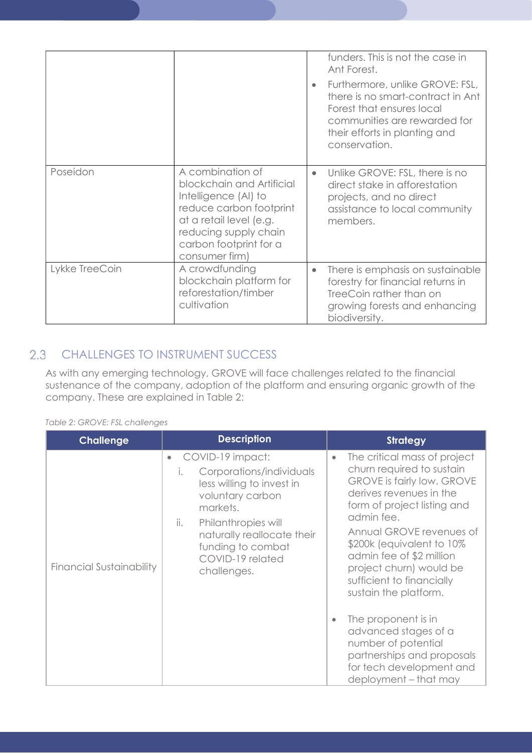| | | • funders. This is not the case in Ant Forest.<br>• Furthermore, unlike GROVE: FSL, there is no smart-contract in Ant Forest that ensures local communities are rewarded for their efforts in planting and conservation. |
|---|---|---|
| Poseidon | A combination of blockchain and Artificial Intelligence (AI) to reduce carbon footprint at a retail level (e.g. reducing supply chain carbon footprint for a consumer firm) | • Unlike GROVE: FSL, there is no direct stake in afforestation projects, and no direct assistance to local community members. |
| Lykke TreeCoin | A crowdfunding blockchain platform for reforestation/timber cultivation | • There is emphasis on sustainable forestry for financial returns in TreeCoin rather than on growing forests and enhancing biodiversity. |

## 2.3 CHALLENGES TO INSTRUMENT SUCCESS

As with any emerging technology, GROVE will face challenges related to the financial sustenance of the company, adoption of the platform and ensuring organic growth of the company. These are explained in Table 2:

*Table 2: GROVE: FSL challenges*

| Challenge | Description | Strategy |
|---|---|---|
| Financial Sustainability | • COVID-19 impact:<br>i. Corporations/individuals less willing to invest in voluntary carbon markets.<br>ii. Philanthropies will naturally reallocate their funding to combat COVID-19 related challenges. | • The critical mass of project churn required to sustain GROVE is fairly low. GROVE derives revenues in the form of project listing and admin fee.<br>Annual GROVE revenues of \$200k (equivalent to 10% admin fee of \$2 million project churn) would be sufficient to financially sustain the platform.<br>• The proponent is in advanced stages of a number of potential partnerships and proposals for tech development and deployment – that may |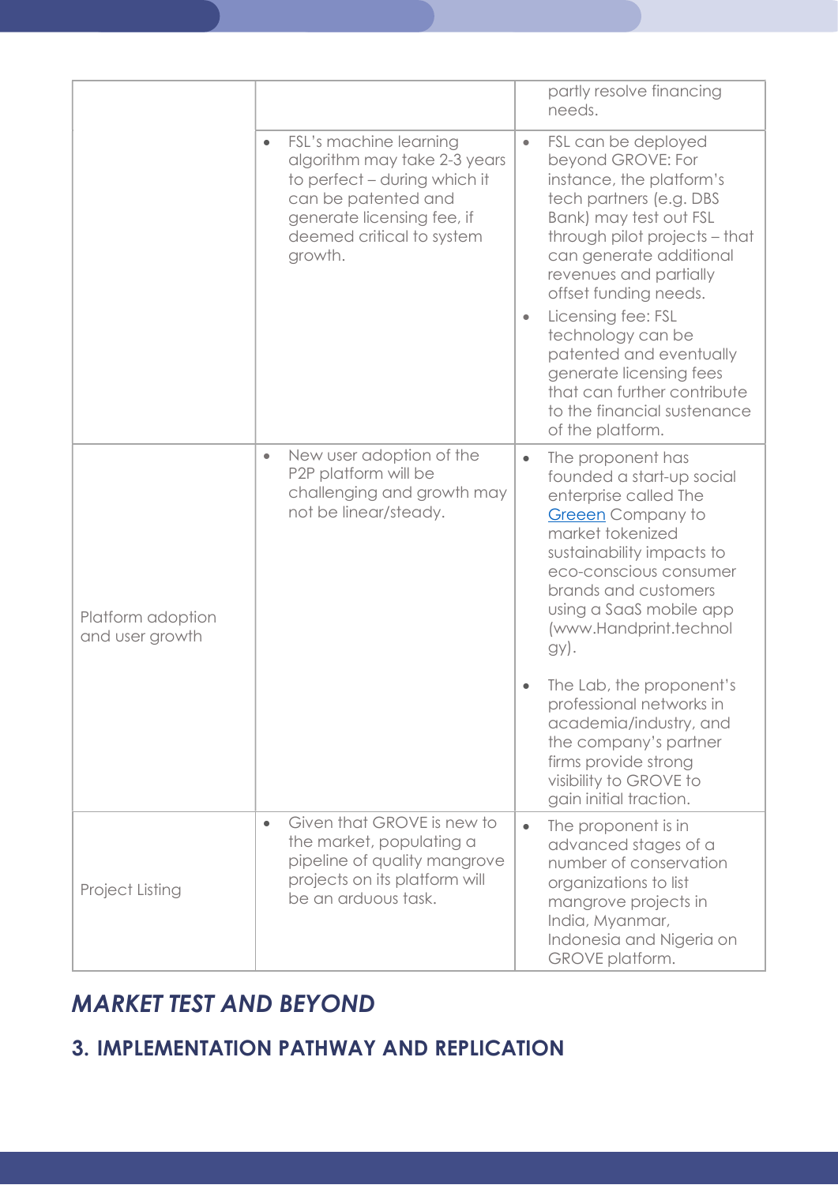| | | |
|---|---|---|
| | | partly resolve financing needs. |
| | • FSL's machine learning algorithm may take 2-3 years to perfect – during which it can be patented and generate licensing fee, if deemed critical to system growth. | • FSL can be deployed beyond GROVE: For instance, the platform's tech partners (e.g. DBS Bank) may test out FSL through pilot projects – that can generate additional revenues and partially offset funding needs.<br>• Licensing fee: FSL technology can be patented and eventually generate licensing fees that can further contribute to the financial sustenance of the platform. |
| Platform adoption and user growth | • New user adoption of the P2P platform will be challenging and growth may not be linear/steady. | • The proponent has founded a start-up social enterprise called The Greeen Company to market tokenized sustainability impacts to eco-conscious consumer brands and customers using a SaaS mobile app (www.Handprint.technolgy).<br>• The Lab, the proponent's professional networks in academia/industry, and the company's partner firms provide strong visibility to GROVE to gain initial traction. |
| Project Listing | • Given that GROVE is new to the market, populating a pipeline of quality mangrove projects on its platform will be an arduous task. | • The proponent is in advanced stages of a number of conservation organizations to list mangrove projects in India, Myanmar, Indonesia and Nigeria on GROVE platform. |

## *MARKET TEST AND BEYOND*

### 3. IMPLEMENTATION PATHWAY AND REPLICATION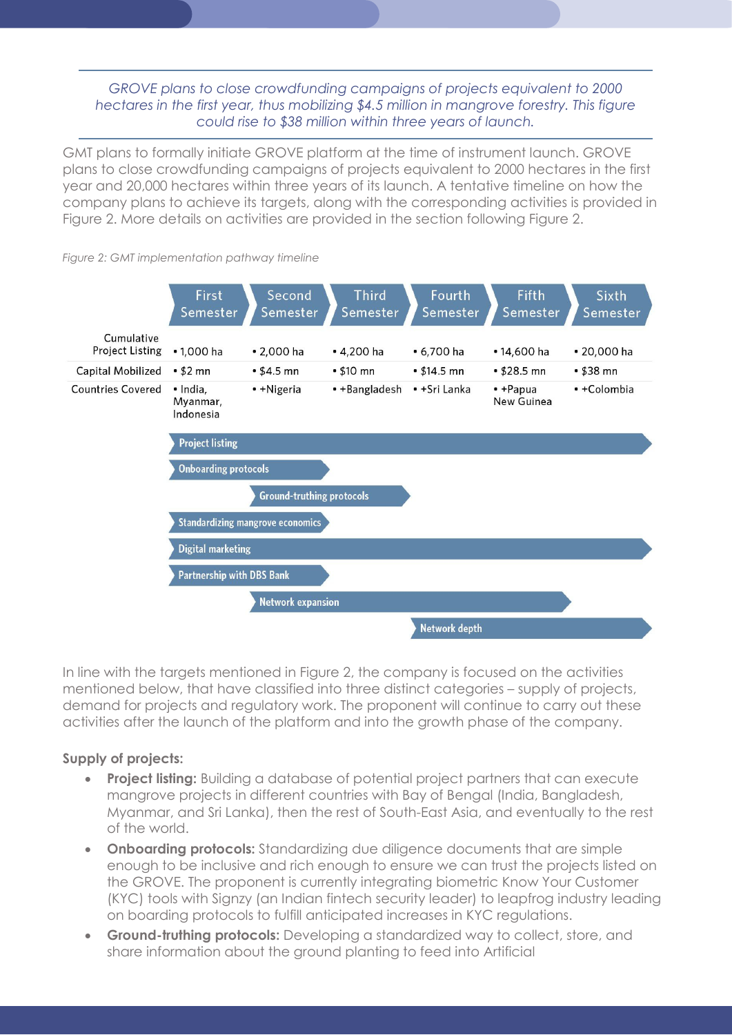*GROVE plans to close crowdfunding campaigns of projects equivalent to 2000 hectares in the first year, thus mobilizing $4.5 million in mangrove forestry. This figure could rise to $38 million within three years of launch.*

GMT plans to formally initiate GROVE platform at the time of instrument launch. GROVE plans to close crowdfunding campaigns of projects equivalent to 2000 hectares in the first year and 20,000 hectares within three years of its launch. A tentative timeline on how the company plans to achieve its targets, along with the corresponding activities is provided in Figure 2. More details on activities are provided in the section following Figure 2.

*Figure 2: GMT implementation pathway timeline*

| | First Semester | Second Semester | Third Semester | Fourth Semester | Fifth Semester | Sixth Semester |
|---|---|---|---|---|---|---|
| Cumulative Project Listing | 1,000 ha | 2,000 ha | 4,200 ha | 6,700 ha | 14,600 ha | 20,000 ha |
| Capital Mobilized | $2 mn | $4.5 mn | $10 mn | $14.5 mn | $28.5 mn | $38 mn |
| Countries Covered | India, Myanmar, Indonesia | +Nigeria | +Bangladesh | +Sri Lanka | +Papua New Guinea | +Colombia |

| Activity | Timeline |
|---|---|
| Project listing | First – Sixth Semester |
| Onboarding protocols | First – Second Semester |
| Ground-truthing protocols | Second – Third Semester |
| Standardizing mangrove economics | First – Second Semester |
| Digital marketing | First – Sixth Semester |
| Partnership with DBS Bank | First – Second Semester |
| Network expansion | Second – Fifth Semester |
| Network depth | Fourth – Sixth Semester |

In line with the targets mentioned in Figure 2, the company is focused on the activities mentioned below, that have classified into three distinct categories – supply of projects, demand for projects and regulatory work. The proponent will continue to carry out these activities after the launch of the platform and into the growth phase of the company.

**Supply of projects:**

- **Project listing:** Building a database of potential project partners that can execute mangrove projects in different countries with Bay of Bengal (India, Bangladesh, Myanmar, and Sri Lanka), then the rest of South-East Asia, and eventually to the rest of the world.
- **Onboarding protocols:** Standardizing due diligence documents that are simple enough to be inclusive and rich enough to ensure we can trust the projects listed on the GROVE. The proponent is currently integrating biometric Know Your Customer (KYC) tools with Signzy (an Indian fintech security leader) to leapfrog industry leading on boarding protocols to fulfill anticipated increases in KYC regulations.
- **Ground-truthing protocols:** Developing a standardized way to collect, store, and share information about the ground planting to feed into Artificial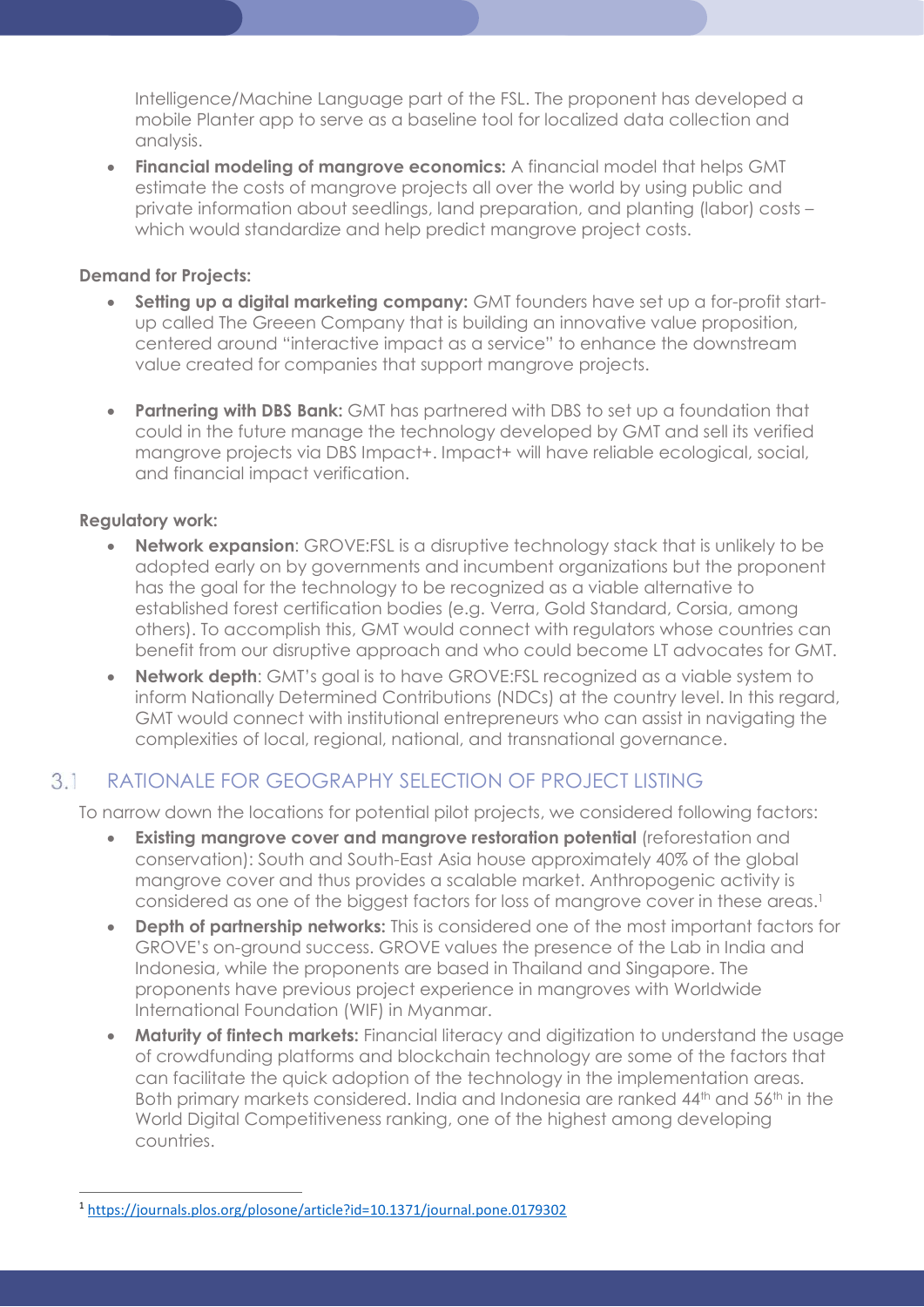Intelligence/Machine Language part of the FSL. The proponent has developed a mobile Planter app to serve as a baseline tool for localized data collection and analysis.

- **Financial modeling of mangrove economics:** A financial model that helps GMT estimate the costs of mangrove projects all over the world by using public and private information about seedlings, land preparation, and planting (labor) costs – which would standardize and help predict mangrove project costs.

**Demand for Projects:**

- **Setting up a digital marketing company:** GMT founders have set up a for-profit start-up called The Greeen Company that is building an innovative value proposition, centered around "interactive impact as a service" to enhance the downstream value created for companies that support mangrove projects.

- **Partnering with DBS Bank:** GMT has partnered with DBS to set up a foundation that could in the future manage the technology developed by GMT and sell its verified mangrove projects via DBS Impact+. Impact+ will have reliable ecological, social, and financial impact verification.

**Regulatory work:**

- **Network expansion**: GROVE:FSL is a disruptive technology stack that is unlikely to be adopted early on by governments and incumbent organizations but the proponent has the goal for the technology to be recognized as a viable alternative to established forest certification bodies (e.g. Verra, Gold Standard, Corsia, among others). To accomplish this, GMT would connect with regulators whose countries can benefit from our disruptive approach and who could become LT advocates for GMT.
- **Network depth**: GMT's goal is to have GROVE:FSL recognized as a viable system to inform Nationally Determined Contributions (NDCs) at the country level. In this regard, GMT would connect with institutional entrepreneurs who can assist in navigating the complexities of local, regional, national, and transnational governance.

## 3.1 RATIONALE FOR GEOGRAPHY SELECTION OF PROJECT LISTING

To narrow down the locations for potential pilot projects, we considered following factors:

- **Existing mangrove cover and mangrove restoration potential** (reforestation and conservation): South and South-East Asia house approximately 40% of the global mangrove cover and thus provides a scalable market. Anthropogenic activity is considered as one of the biggest factors for loss of mangrove cover in these areas.[1]
- **Depth of partnership networks:** This is considered one of the most important factors for GROVE's on-ground success. GROVE values the presence of the Lab in India and Indonesia, while the proponents are based in Thailand and Singapore. The proponents have previous project experience in mangroves with Worldwide International Foundation (WIF) in Myanmar.
- **Maturity of fintech markets:** Financial literacy and digitization to understand the usage of crowdfunding platforms and blockchain technology are some of the factors that can facilitate the quick adoption of the technology in the implementation areas. Both primary markets considered. India and Indonesia are ranked 44th and 56th in the World Digital Competitiveness ranking, one of the highest among developing countries.

[1] https://journals.plos.org/plosone/article?id=10.1371/journal.pone.0179302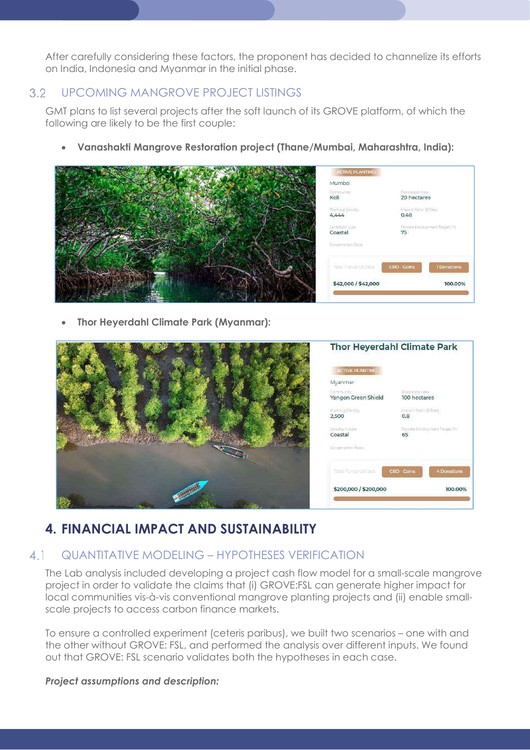After carefully considering these factors, the proponent has decided to channelize its efforts on India, Indonesia and Myanmar in the initial phase.

## 3.2 UPCOMING MANGROVE PROJECT LISTINGS

GMT plans to list several projects after the soft launch of its GROVE platform, of which the following are likely to be the first couple:

- **Vanashakti Mangrove Restoration project (Thane/Mumbai, Maharashtra, India):**

- **Thor Heyerdahl Climate Park (Myanmar):**

# 4. FINANCIAL IMPACT AND SUSTAINABILITY

## 4.1 QUANTITATIVE MODELING – HYPOTHESES VERIFICATION

The Lab analysis included developing a project cash flow model for a small-scale mangrove project in order to validate the claims that (i) GROVE:FSL can generate higher impact for local communities vis-à-vis conventional mangrove planting projects and (ii) enable small-scale projects to access carbon finance markets.

To ensure a controlled experiment (ceteris paribus), we built two scenarios – one with and the other without GROVE: FSL, and performed the analysis over different inputs. We found out that GROVE: FSL scenario validates both the hypotheses in each case.

***Project assumptions and description:***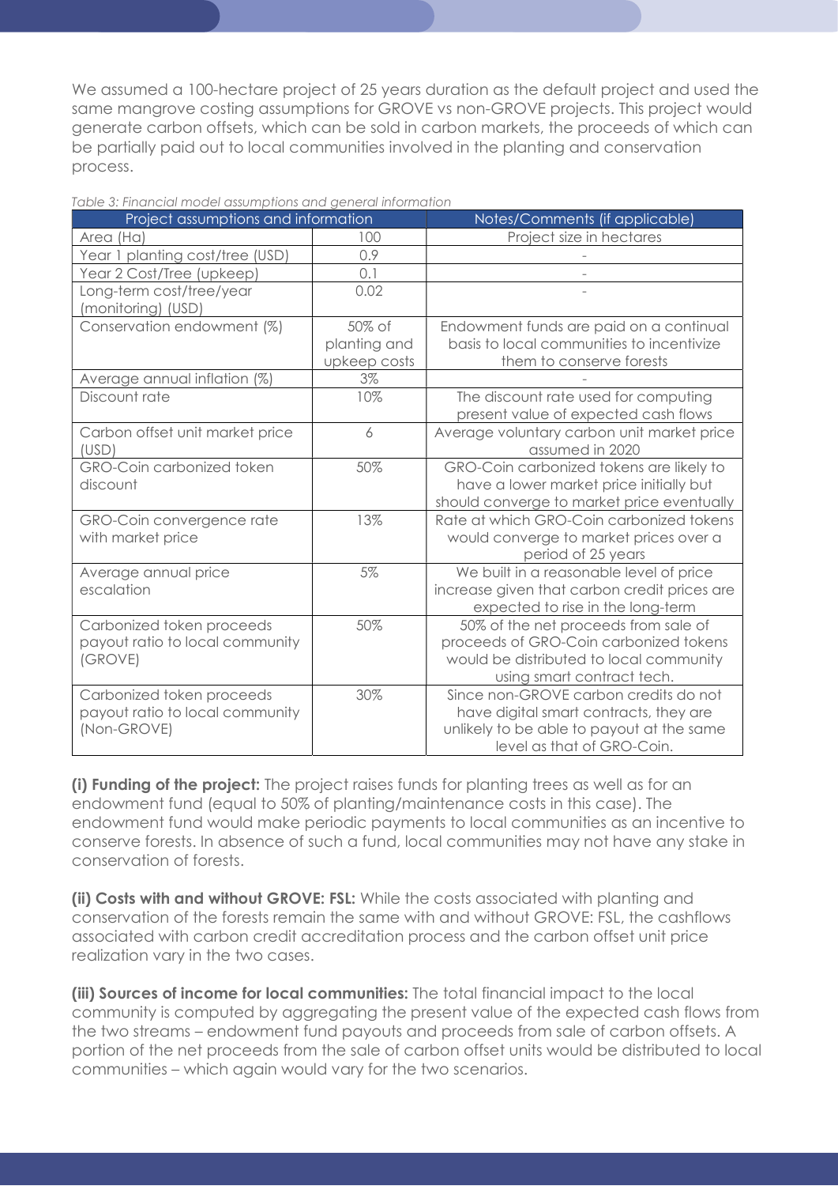We assumed a 100-hectare project of 25 years duration as the default project and used the same mangrove costing assumptions for GROVE vs non-GROVE projects. This project would generate carbon offsets, which can be sold in carbon markets, the proceeds of which can be partially paid out to local communities involved in the planting and conservation process.

*Table 3: Financial model assumptions and general information*

| Project assumptions and information | | Notes/Comments (if applicable) |
|---|---|---|
| Area (Ha) | 100 | Project size in hectares |
| Year 1 planting cost/tree (USD) | 0.9 | - |
| Year 2 Cost/Tree (upkeep) | 0.1 | - |
| Long-term cost/tree/year (monitoring) (USD) | 0.02 | - |
| Conservation endowment (%) | 50% of planting and upkeep costs | Endowment funds are paid on a continual basis to local communities to incentivize them to conserve forests |
| Average annual inflation (%) | 3% | - |
| Discount rate | 10% | The discount rate used for computing present value of expected cash flows |
| Carbon offset unit market price (USD) | 6 | Average voluntary carbon unit market price assumed in 2020 |
| GRO-Coin carbonized token discount | 50% | GRO-Coin carbonized tokens are likely to have a lower market price initially but should converge to market price eventually |
| GRO-Coin convergence rate with market price | 13% | Rate at which GRO-Coin carbonized tokens would converge to market prices over a period of 25 years |
| Average annual price escalation | 5% | We built in a reasonable level of price increase given that carbon credit prices are expected to rise in the long-term |
| Carbonized token proceeds payout ratio to local community (GROVE) | 50% | 50% of the net proceeds from sale of proceeds of GRO-Coin carbonized tokens would be distributed to local community using smart contract tech. |
| Carbonized token proceeds payout ratio to local community (Non-GROVE) | 30% | Since non-GROVE carbon credits do not have digital smart contracts, they are unlikely to be able to payout at the same level as that of GRO-Coin. |

**(i) Funding of the project:** The project raises funds for planting trees as well as for an endowment fund (equal to 50% of planting/maintenance costs in this case). The endowment fund would make periodic payments to local communities as an incentive to conserve forests. In absence of such a fund, local communities may not have any stake in conservation of forests.

**(ii) Costs with and without GROVE: FSL:** While the costs associated with planting and conservation of the forests remain the same with and without GROVE: FSL, the cashflows associated with carbon credit accreditation process and the carbon offset unit price realization vary in the two cases.

**(iii) Sources of income for local communities:** The total financial impact to the local community is computed by aggregating the present value of the expected cash flows from the two streams – endowment fund payouts and proceeds from sale of carbon offsets. A portion of the net proceeds from the sale of carbon offset units would be distributed to local communities – which again would vary for the two scenarios.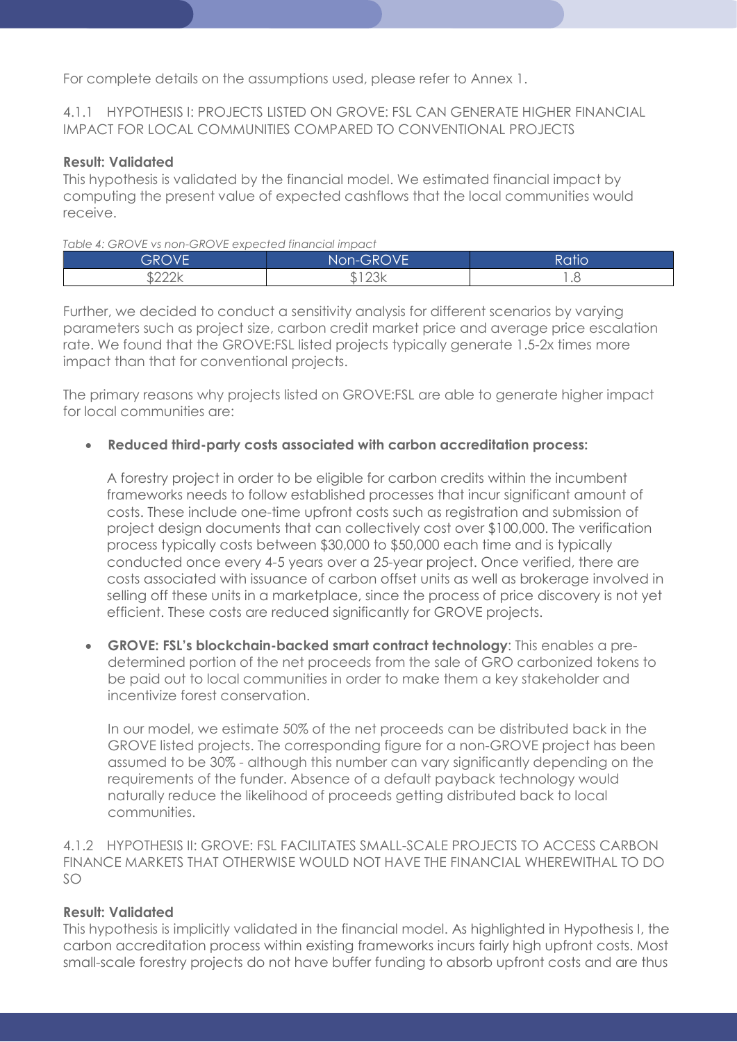For complete details on the assumptions used, please refer to Annex 1.

### 4.1.1 HYPOTHESIS I: PROJECTS LISTED ON GROVE: FSL CAN GENERATE HIGHER FINANCIAL IMPACT FOR LOCAL COMMUNITIES COMPARED TO CONVENTIONAL PROJECTS

**Result: Validated**

This hypothesis is validated by the financial model. We estimated financial impact by computing the present value of expected cashflows that the local communities would receive.

*Table 4: GROVE vs non-GROVE expected financial impact*

| GROVE | Non-GROVE | Ratio |
|---|---|---|
| $222k | $123k | 1.8 |

Further, we decided to conduct a sensitivity analysis for different scenarios by varying parameters such as project size, carbon credit market price and average price escalation rate. We found that the GROVE:FSL listed projects typically generate 1.5-2x times more impact than that for conventional projects.

The primary reasons why projects listed on GROVE:FSL are able to generate higher impact for local communities are:

- **Reduced third-party costs associated with carbon accreditation process:**

  A forestry project in order to be eligible for carbon credits within the incumbent frameworks needs to follow established processes that incur significant amount of costs. These include one-time upfront costs such as registration and submission of project design documents that can collectively cost over $100,000. The verification process typically costs between $30,000 to $50,000 each time and is typically conducted once every 4-5 years over a 25-year project. Once verified, there are costs associated with issuance of carbon offset units as well as brokerage involved in selling off these units in a marketplace, since the process of price discovery is not yet efficient. These costs are reduced significantly for GROVE projects.

- **GROVE: FSL's blockchain-backed smart contract technology**: This enables a pre-determined portion of the net proceeds from the sale of GRO carbonized tokens to be paid out to local communities in order to make them a key stakeholder and incentivize forest conservation.

  In our model, we estimate 50% of the net proceeds can be distributed back in the GROVE listed projects. The corresponding figure for a non-GROVE project has been assumed to be 30% - although this number can vary significantly depending on the requirements of the funder. Absence of a default payback technology would naturally reduce the likelihood of proceeds getting distributed back to local communities.

### 4.1.2 HYPOTHESIS II: GROVE: FSL FACILITATES SMALL-SCALE PROJECTS TO ACCESS CARBON FINANCE MARKETS THAT OTHERWISE WOULD NOT HAVE THE FINANCIAL WHEREWITHAL TO DO SO

**Result: Validated**

This hypothesis is implicitly validated in the financial model. As highlighted in Hypothesis I, the carbon accreditation process within existing frameworks incurs fairly high upfront costs. Most small-scale forestry projects do not have buffer funding to absorb upfront costs and are thus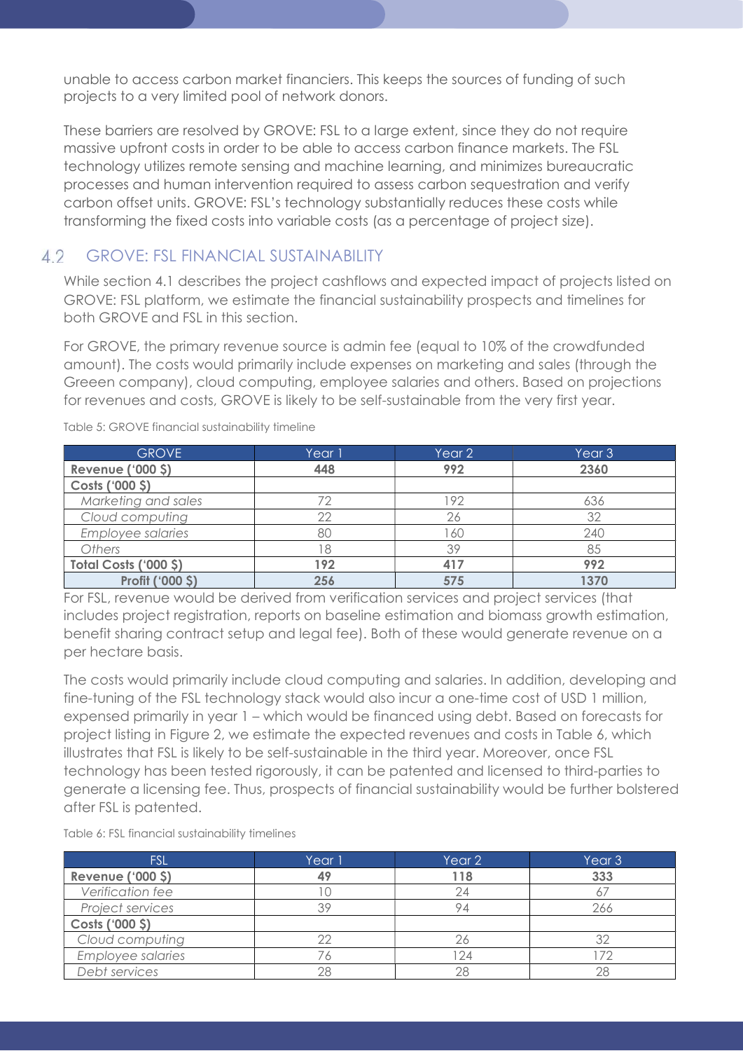unable to access carbon market financiers. This keeps the sources of funding of such projects to a very limited pool of network donors.

These barriers are resolved by GROVE: FSL to a large extent, since they do not require massive upfront costs in order to be able to access carbon finance markets. The FSL technology utilizes remote sensing and machine learning, and minimizes bureaucratic processes and human intervention required to assess carbon sequestration and verify carbon offset units. GROVE: FSL's technology substantially reduces these costs while transforming the fixed costs into variable costs (as a percentage of project size).

## 4.2 GROVE: FSL FINANCIAL SUSTAINABILITY

While section 4.1 describes the project cashflows and expected impact of projects listed on GROVE: FSL platform, we estimate the financial sustainability prospects and timelines for both GROVE and FSL in this section.

For GROVE, the primary revenue source is admin fee (equal to 10% of the crowdfunded amount). The costs would primarily include expenses on marketing and sales (through the Greeen company), cloud computing, employee salaries and others. Based on projections for revenues and costs, GROVE is likely to be self-sustainable from the very first year.

Table 5: GROVE financial sustainability timeline

| GROVE | Year 1 | Year 2 | Year 3 |
|---|---|---|---|
| **Revenue ('000 $)** | **448** | **992** | **2360** |
| **Costs ('000 $)** | | | |
| *Marketing and sales* | 72 | 192 | 636 |
| *Cloud computing* | 22 | 26 | 32 |
| *Employee salaries* | 80 | 160 | 240 |
| *Others* | 18 | 39 | 85 |
| **Total Costs ('000 $)** | **192** | **417** | **992** |
| **Profit ('000 $)** | **256** | **575** | **1370** |

For FSL, revenue would be derived from verification services and project services (that includes project registration, reports on baseline estimation and biomass growth estimation, benefit sharing contract setup and legal fee). Both of these would generate revenue on a per hectare basis.

The costs would primarily include cloud computing and salaries. In addition, developing and fine-tuning of the FSL technology stack would also incur a one-time cost of USD 1 million, expensed primarily in year 1 – which would be financed using debt. Based on forecasts for project listing in Figure 2, we estimate the expected revenues and costs in Table 6, which illustrates that FSL is likely to be self-sustainable in the third year. Moreover, once FSL technology has been tested rigorously, it can be patented and licensed to third-parties to generate a licensing fee. Thus, prospects of financial sustainability would be further bolstered after FSL is patented.

Table 6: FSL financial sustainability timelines

| FSL | Year 1 | Year 2 | Year 3 |
|---|---|---|---|
| **Revenue ('000 $)** | **49** | **118** | **333** |
| *Verification fee* | 10 | 24 | 67 |
| *Project services* | 39 | 94 | 266 |
| **Costs ('000 $)** | | | |
| *Cloud computing* | 22 | 26 | 32 |
| *Employee salaries* | 76 | 124 | 172 |
| *Debt services* | 28 | 28 | 28 |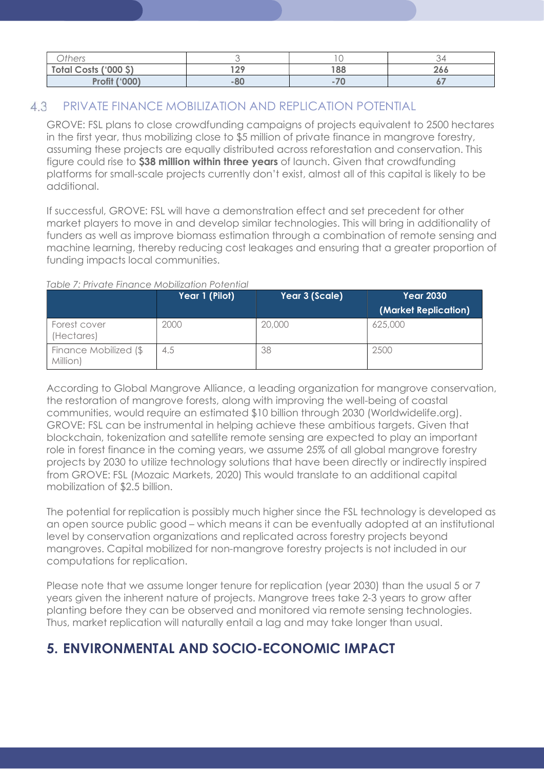| Others | 3 | 10 | 34 |
| --- | --- | --- | --- |
| **Total Costs ('000 $)** | **129** | **188** | **266** |
| **Profit ('000)** | **-80** | **-70** | **67** |

## 4.3 PRIVATE FINANCE MOBILIZATION AND REPLICATION POTENTIAL

GROVE: FSL plans to close crowdfunding campaigns of projects equivalent to 2500 hectares in the first year, thus mobilizing close to $5 million of private finance in mangrove forestry, assuming these projects are equally distributed across reforestation and conservation. This figure could rise to **$38 million within three years** of launch. Given that crowdfunding platforms for small-scale projects currently don't exist, almost all of this capital is likely to be additional.

If successful, GROVE: FSL will have a demonstration effect and set precedent for other market players to move in and develop similar technologies. This will bring in additionality of funders as well as improve biomass estimation through a combination of remote sensing and machine learning, thereby reducing cost leakages and ensuring that a greater proportion of funding impacts local communities.

*Table 7: Private Finance Mobilization Potential*

| | Year 1 (Pilot) | Year 3 (Scale) | Year 2030 (Market Replication) |
| --- | --- | --- | --- |
| Forest cover (Hectares) | 2000 | 20,000 | 625,000 |
| Finance Mobilized ($ Million) | 4.5 | 38 | 2500 |

According to Global Mangrove Alliance, a leading organization for mangrove conservation, the restoration of mangrove forests, along with improving the well-being of coastal communities, would require an estimated $10 billion through 2030 (Worldwidelife.org). GROVE: FSL can be instrumental in helping achieve these ambitious targets. Given that blockchain, tokenization and satellite remote sensing are expected to play an important role in forest finance in the coming years, we assume 25% of all global mangrove forestry projects by 2030 to utilize technology solutions that have been directly or indirectly inspired from GROVE: FSL (Mozaic Markets, 2020) This would translate to an additional capital mobilization of $2.5 billion.

The potential for replication is possibly much higher since the FSL technology is developed as an open source public good – which means it can be eventually adopted at an institutional level by conservation organizations and replicated across forestry projects beyond mangroves. Capital mobilized for non-mangrove forestry projects is not included in our computations for replication.

Please note that we assume longer tenure for replication (year 2030) than the usual 5 or 7 years given the inherent nature of projects. Mangrove trees take 2-3 years to grow after planting before they can be observed and monitored via remote sensing technologies. Thus, market replication will naturally entail a lag and may take longer than usual.

# 5. ENVIRONMENTAL AND SOCIO-ECONOMIC IMPACT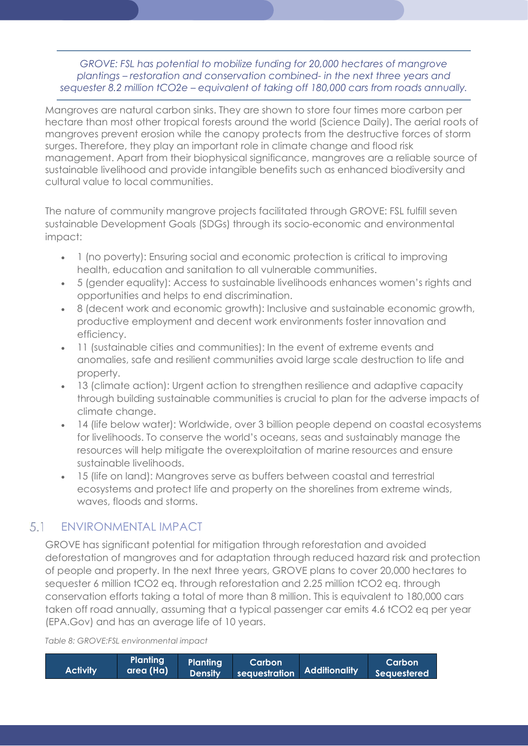*GROVE: FSL has potential to mobilize funding for 20,000 hectares of mangrove plantings – restoration and conservation combined- in the next three years and sequester 8.2 million tCO2e – equivalent of taking off 180,000 cars from roads annually.*

Mangroves are natural carbon sinks. They are shown to store four times more carbon per hectare than most other tropical forests around the world (Science Daily). The aerial roots of mangroves prevent erosion while the canopy protects from the destructive forces of storm surges. Therefore, they play an important role in climate change and flood risk management. Apart from their biophysical significance, mangroves are a reliable source of sustainable livelihood and provide intangible benefits such as enhanced biodiversity and cultural value to local communities.

The nature of community mangrove projects facilitated through GROVE: FSL fulfill seven sustainable Development Goals (SDGs) through its socio-economic and environmental impact:

- 1 (no poverty): Ensuring social and economic protection is critical to improving health, education and sanitation to all vulnerable communities.
- 5 (gender equality): Access to sustainable livelihoods enhances women's rights and opportunities and helps to end discrimination.
- 8 (decent work and economic growth): Inclusive and sustainable economic growth, productive employment and decent work environments foster innovation and efficiency.
- 11 (sustainable cities and communities): In the event of extreme events and anomalies, safe and resilient communities avoid large scale destruction to life and property.
- 13 (climate action): Urgent action to strengthen resilience and adaptive capacity through building sustainable communities is crucial to plan for the adverse impacts of climate change.
- 14 (life below water): Worldwide, over 3 billion people depend on coastal ecosystems for livelihoods. To conserve the world's oceans, seas and sustainably manage the resources will help mitigate the overexploitation of marine resources and ensure sustainable livelihoods.
- 15 (life on land): Mangroves serve as buffers between coastal and terrestrial ecosystems and protect life and property on the shorelines from extreme winds, waves, floods and storms.

## 5.1 ENVIRONMENTAL IMPACT

GROVE has significant potential for mitigation through reforestation and avoided deforestation of mangroves and for adaptation through reduced hazard risk and protection of people and property. In the next three years, GROVE plans to cover 20,000 hectares to sequester 6 million tCO2 eq. through reforestation and 2.25 million tCO2 eq. through conservation efforts taking a total of more than 8 million. This is equivalent to 180,000 cars taken off road annually, assuming that a typical passenger car emits 4.6 tCO2 eq per year (EPA.Gov) and has an average life of 10 years.

*Table 8: GROVE:FSL environmental impact*

| Activity | Planting area (Ha) | Planting Density | Carbon sequestration | Additionality | Carbon Sequestered |
|---|---|---|---|---|---|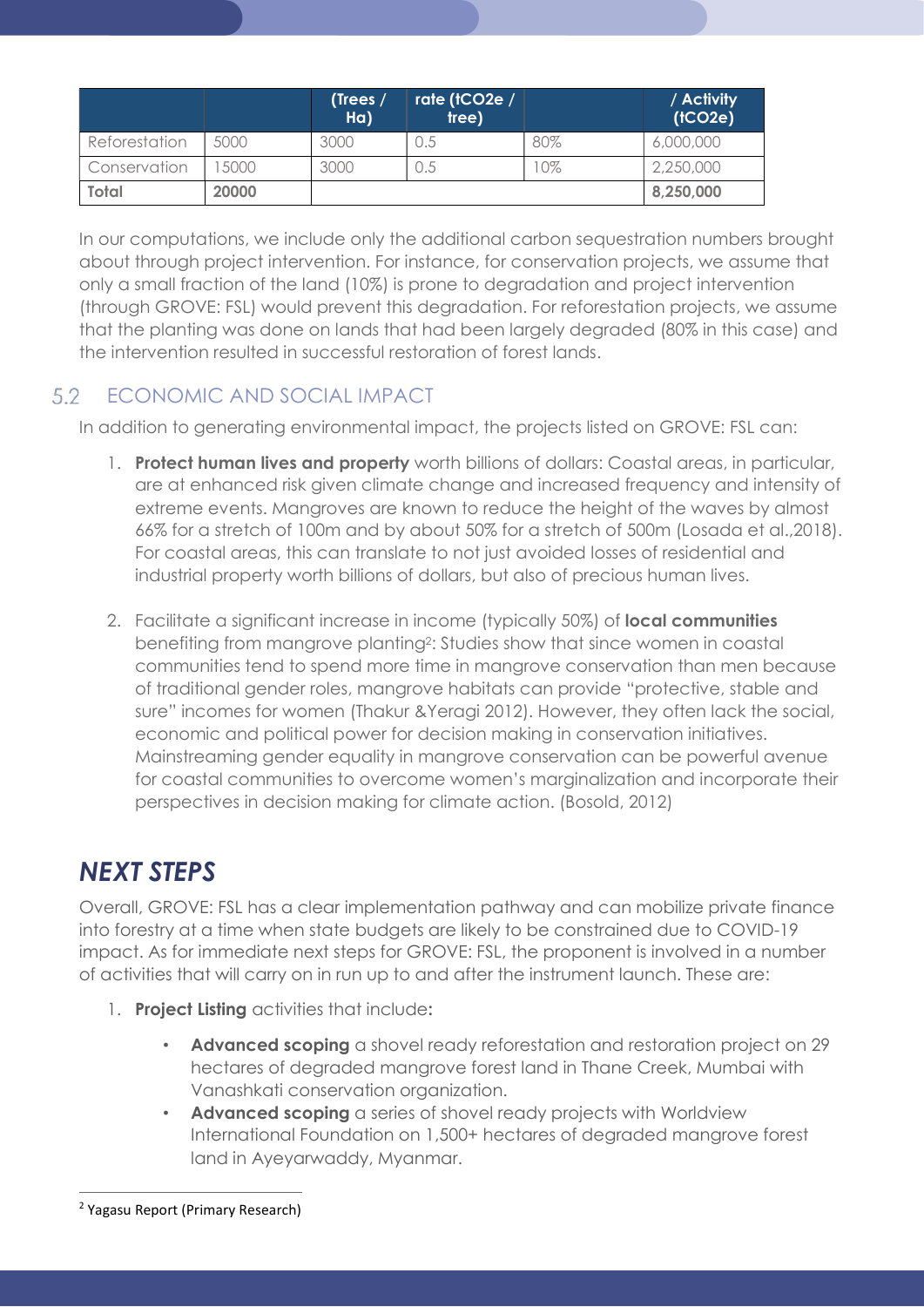| | | (Trees / Ha) | rate (tCO2e / tree) | | / Activity (tCO2e) |
|---|---|---|---|---|---|
| Reforestation | 5000 | 3000 | 0.5 | 80% | 6,000,000 |
| Conservation | 15000 | 3000 | 0.5 | 10% | 2,250,000 |
| **Total** | **20000** | | | | **8,250,000** |

In our computations, we include only the additional carbon sequestration numbers brought about through project intervention. For instance, for conservation projects, we assume that only a small fraction of the land (10%) is prone to degradation and project intervention (through GROVE: FSL) would prevent this degradation. For reforestation projects, we assume that the planting was done on lands that had been largely degraded (80% in this case) and the intervention resulted in successful restoration of forest lands.

## 5.2 ECONOMIC AND SOCIAL IMPACT

In addition to generating environmental impact, the projects listed on GROVE: FSL can:

1. **Protect human lives and property** worth billions of dollars: Coastal areas, in particular, are at enhanced risk given climate change and increased frequency and intensity of extreme events. Mangroves are known to reduce the height of the waves by almost 66% for a stretch of 100m and by about 50% for a stretch of 500m (Losada et al.,2018). For coastal areas, this can translate to not just avoided losses of residential and industrial property worth billions of dollars, but also of precious human lives.

2. Facilitate a significant increase in income (typically 50%) of **local communities** benefiting from mangrove planting[2]: Studies show that since women in coastal communities tend to spend more time in mangrove conservation than men because of traditional gender roles, mangrove habitats can provide "protective, stable and sure" incomes for women (Thakur &Yeragi 2012). However, they often lack the social, economic and political power for decision making in conservation initiatives. Mainstreaming gender equality in mangrove conservation can be powerful avenue for coastal communities to overcome women's marginalization and incorporate their perspectives in decision making for climate action. (Bosold, 2012)

# *NEXT STEPS*

Overall, GROVE: FSL has a clear implementation pathway and can mobilize private finance into forestry at a time when state budgets are likely to be constrained due to COVID-19 impact. As for immediate next steps for GROVE: FSL, the proponent is involved in a number of activities that will carry on in run up to and after the instrument launch. These are:

1. **Project Listing** activities that include**:**
   - **Advanced scoping** a shovel ready reforestation and restoration project on 29 hectares of degraded mangrove forest land in Thane Creek, Mumbai with Vanashkati conservation organization.
   - **Advanced scoping** a series of shovel ready projects with Worldview International Foundation on 1,500+ hectares of degraded mangrove forest land in Ayeyarwaddy, Myanmar.

[2] Yagasu Report (Primary Research)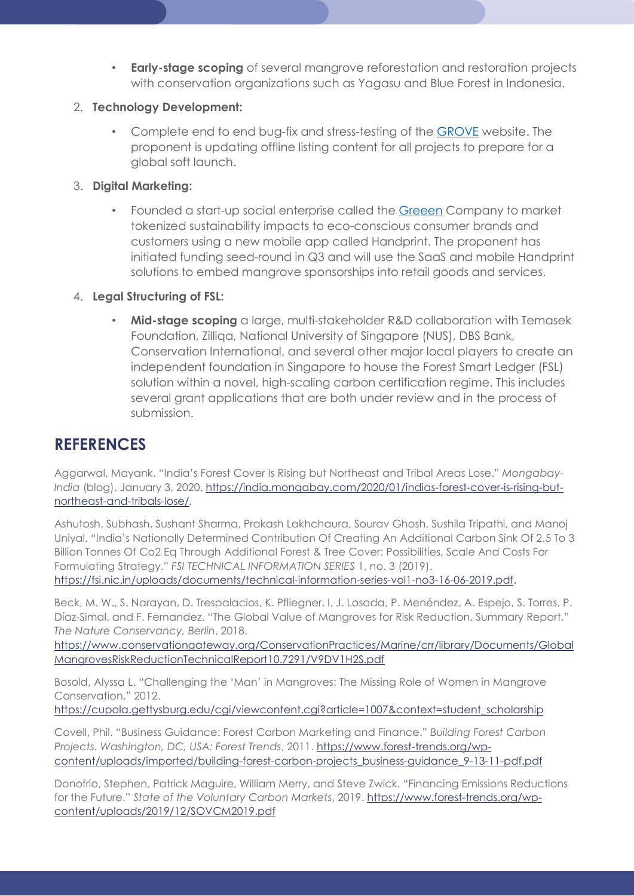- **Early-stage scoping** of several mangrove reforestation and restoration projects with conservation organizations such as Yagasu and Blue Forest in Indonesia.

2. **Technology Development:**

   - Complete end to end bug-fix and stress-testing of the GROVE website. The proponent is updating offline listing content for all projects to prepare for a global soft launch.

3. **Digital Marketing:**

   - Founded a start-up social enterprise called the Greeen Company to market tokenized sustainability impacts to eco-conscious consumer brands and customers using a new mobile app called Handprint. The proponent has initiated funding seed-round in Q3 and will use the SaaS and mobile Handprint solutions to embed mangrove sponsorships into retail goods and services.

4. **Legal Structuring of FSL:**

   - **Mid-stage scoping** a large, multi-stakeholder R&D collaboration with Temasek Foundation, Zilliqa, National University of Singapore (NUS), DBS Bank, Conservation International, and several other major local players to create an independent foundation in Singapore to house the Forest Smart Ledger (FSL) solution within a novel, high-scaling carbon certification regime. This includes several grant applications that are both under review and in the process of submission.

## REFERENCES

Aggarwal, Mayank. "India's Forest Cover Is Rising but Northeast and Tribal Areas Lose." *Mongabay-India* (blog), January 3, 2020. https://india.mongabay.com/2020/01/indias-forest-cover-is-rising-but-northeast-and-tribals-lose/.

Ashutosh, Subhash, Sushant Sharma, Prakash Lakhchaura, Sourav Ghosh, Sushila Tripathi, and Manoj Uniyal. "India's Nationally Determined Contribution Of Creating An Additional Carbon Sink Of 2.5 To 3 Billion Tonnes Of Co2 Eq Through Additional Forest & Tree Cover: Possibilities, Scale And Costs For Formulating Strategy." *FSI TECHNICAL INFORMATION SERIES* 1, no. 3 (2019). https://fsi.nic.in/uploads/documents/technical-information-series-vol1-no3-16-06-2019.pdf.

Beck, M. W., S. Narayan, D. Trespalacios, K. Pfliegner, I. J. Losada, P. Menéndez, A. Espejo, S. Torres, P. Díaz-Simal, and F. Fernandez. "The Global Value of Mangroves for Risk Reduction. Summary Report." *The Nature Conservancy, Berlin*, 2018. https://www.conservationgateway.org/ConservationPractices/Marine/crr/library/Documents/GlobalMangrovesRiskReductionTechnicalReport10.7291/V9DV1H2S.pdf

Bosold, Alyssa L. "Challenging the 'Man' in Mangroves: The Missing Role of Women in Mangrove Conservation," 2012. https://cupola.gettysburg.edu/cgi/viewcontent.cgi?article=1007&context=student_scholarship

Covell, Phil. "Business Guidance: Forest Carbon Marketing and Finance." *Building Forest Carbon Projects. Washington, DC, USA: Forest Trends*, 2011. https://www.forest-trends.org/wp-content/uploads/imported/building-forest-carbon-projects_business-guidance_9-13-11-pdf.pdf

Donofrio, Stephen, Patrick Maguire, William Merry, and Steve Zwick. "Financing Emissions Reductions for the Future." *State of the Voluntary Carbon Markets*, 2019. https://www.forest-trends.org/wp-content/uploads/2019/12/SOVCM2019.pdf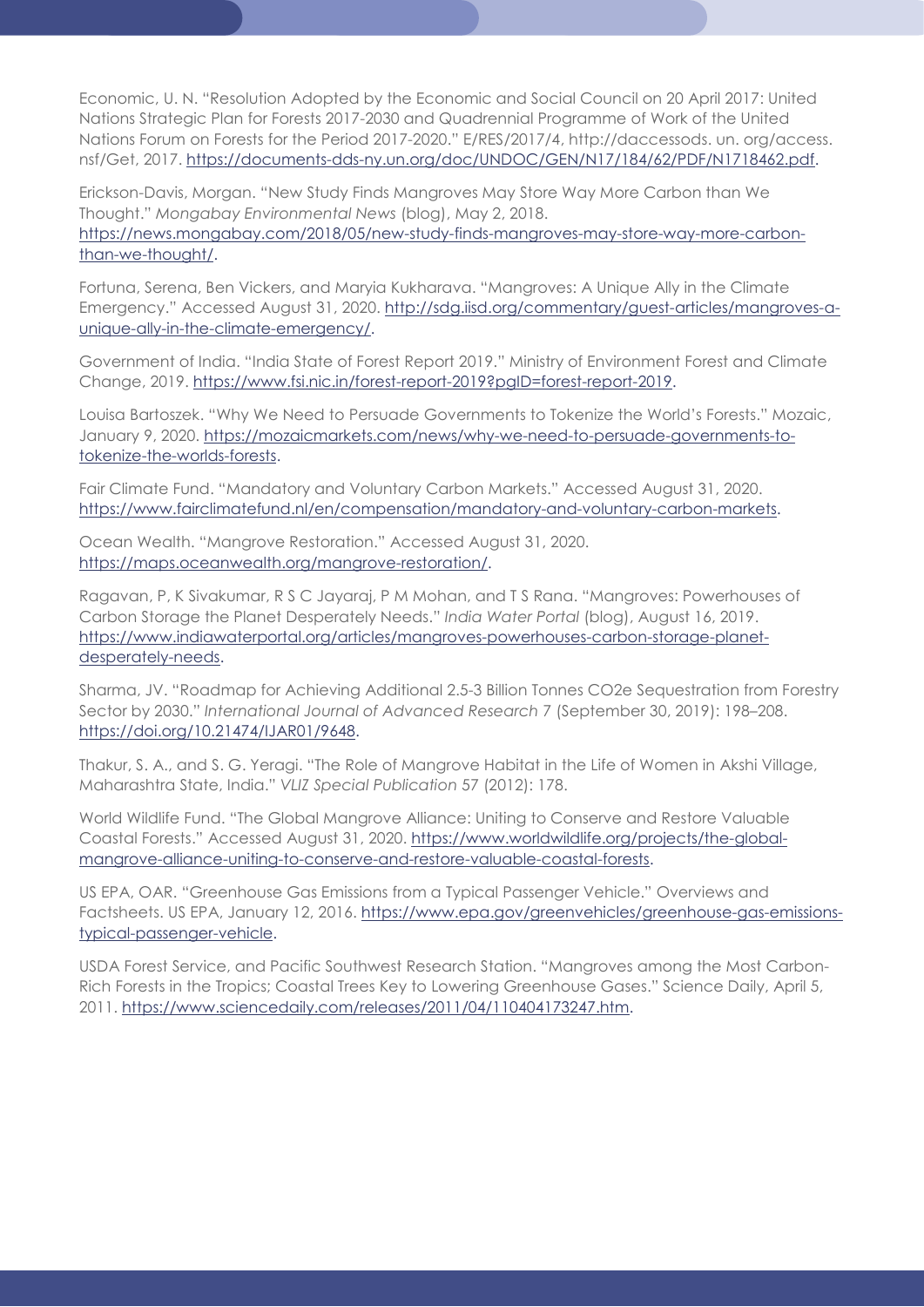Economic, U. N. "Resolution Adopted by the Economic and Social Council on 20 April 2017: United Nations Strategic Plan for Forests 2017-2030 and Quadrennial Programme of Work of the United Nations Forum on Forests for the Period 2017-2020." E/RES/2017/4, http://daccessods. un. org/access. nsf/Get, 2017. https://documents-dds-ny.un.org/doc/UNDOC/GEN/N17/184/62/PDF/N1718462.pdf.

Erickson-Davis, Morgan. "New Study Finds Mangroves May Store Way More Carbon than We Thought." *Mongabay Environmental News* (blog), May 2, 2018. https://news.mongabay.com/2018/05/new-study-finds-mangroves-may-store-way-more-carbon-than-we-thought/.

Fortuna, Serena, Ben Vickers, and Maryia Kukharava. "Mangroves: A Unique Ally in the Climate Emergency." Accessed August 31, 2020. http://sdg.iisd.org/commentary/guest-articles/mangroves-a-unique-ally-in-the-climate-emergency/.

Government of India. "India State of Forest Report 2019." Ministry of Environment Forest and Climate Change, 2019. https://www.fsi.nic.in/forest-report-2019?pgID=forest-report-2019.

Louisa Bartoszek. "Why We Need to Persuade Governments to Tokenize the World's Forests." Mozaic, January 9, 2020. https://mozaicmarkets.com/news/why-we-need-to-persuade-governments-to-tokenize-the-worlds-forests.

Fair Climate Fund. "Mandatory and Voluntary Carbon Markets." Accessed August 31, 2020. https://www.fairclimatefund.nl/en/compensation/mandatory-and-voluntary-carbon-markets.

Ocean Wealth. "Mangrove Restoration." Accessed August 31, 2020. https://maps.oceanwealth.org/mangrove-restoration/.

Ragavan, P, K Sivakumar, R S C Jayaraj, P M Mohan, and T S Rana. "Mangroves: Powerhouses of Carbon Storage the Planet Desperately Needs." *India Water Portal* (blog), August 16, 2019. https://www.indiawaterportal.org/articles/mangroves-powerhouses-carbon-storage-planet-desperately-needs.

Sharma, JV. "Roadmap for Achieving Additional 2.5-3 Billion Tonnes CO2e Sequestration from Forestry Sector by 2030." *International Journal of Advanced Research* 7 (September 30, 2019): 198–208. https://doi.org/10.21474/IJAR01/9648.

Thakur, S. A., and S. G. Yeragi. "The Role of Mangrove Habitat in the Life of Women in Akshi Village, Maharashtra State, India." *VLIZ Special Publication* 57 (2012): 178.

World Wildlife Fund. "The Global Mangrove Alliance: Uniting to Conserve and Restore Valuable Coastal Forests." Accessed August 31, 2020. https://www.worldwildlife.org/projects/the-global-mangrove-alliance-uniting-to-conserve-and-restore-valuable-coastal-forests.

US EPA, OAR. "Greenhouse Gas Emissions from a Typical Passenger Vehicle." Overviews and Factsheets. US EPA, January 12, 2016. https://www.epa.gov/greenvehicles/greenhouse-gas-emissions-typical-passenger-vehicle.

USDA Forest Service, and Pacific Southwest Research Station. "Mangroves among the Most Carbon-Rich Forests in the Tropics; Coastal Trees Key to Lowering Greenhouse Gases." Science Daily, April 5, 2011. https://www.sciencedaily.com/releases/2011/04/110404173247.htm.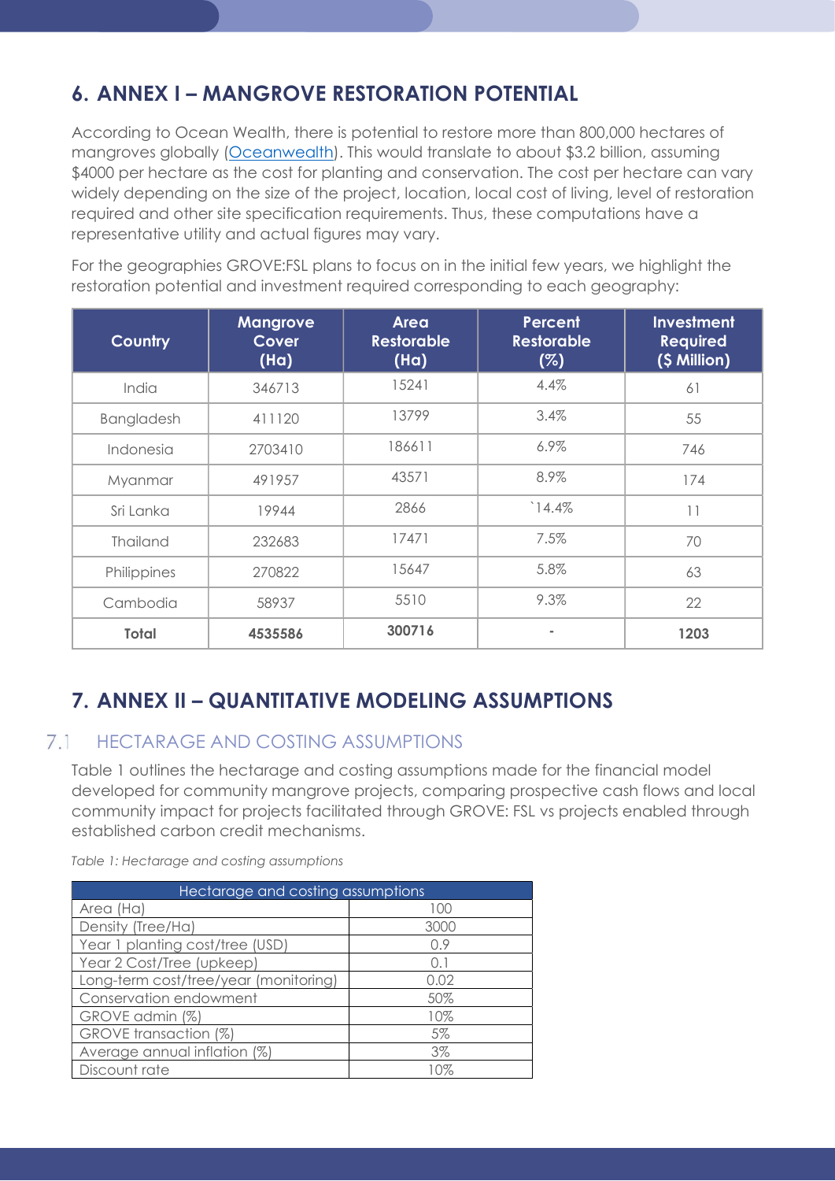# 6. ANNEX I – MANGROVE RESTORATION POTENTIAL

According to Ocean Wealth, there is potential to restore more than 800,000 hectares of mangroves globally ([Oceanwealth](Oceanwealth)). This would translate to about $3.2 billion, assuming $4000 per hectare as the cost for planting and conservation. The cost per hectare can vary widely depending on the size of the project, location, local cost of living, level of restoration required and other site specification requirements. Thus, these computations have a representative utility and actual figures may vary.

For the geographies GROVE:FSL plans to focus on in the initial few years, we highlight the restoration potential and investment required corresponding to each geography:

| Country | Mangrove Cover (Ha) | Area Restorable (Ha) | Percent Restorable (%) | Investment Required ($ Million) |
|---|---|---|---|---|
| India | 346713 | 15241 | 4.4% | 61 |
| Bangladesh | 411120 | 13799 | 3.4% | 55 |
| Indonesia | 2703410 | 186611 | 6.9% | 746 |
| Myanmar | 491957 | 43571 | 8.9% | 174 |
| Sri Lanka | 19944 | 2866 | `14.4% | 11 |
| Thailand | 232683 | 17471 | 7.5% | 70 |
| Philippines | 270822 | 15647 | 5.8% | 63 |
| Cambodia | 58937 | 5510 | 9.3% | 22 |
| **Total** | **4535586** | **300716** | - | **1203** |

# 7. ANNEX II – QUANTITATIVE MODELING ASSUMPTIONS

## 7.1 HECTARAGE AND COSTING ASSUMPTIONS

Table 1 outlines the hectarage and costing assumptions made for the financial model developed for community mangrove projects, comparing prospective cash flows and local community impact for projects facilitated through GROVE: FSL vs projects enabled through established carbon credit mechanisms.

*Table 1: Hectarage and costing assumptions*

| Hectarage and costing assumptions | |
|---|---|
| Area (Ha) | 100 |
| Density (Tree/Ha) | 3000 |
| Year 1 planting cost/tree (USD) | 0.9 |
| Year 2 Cost/Tree (upkeep) | 0.1 |
| Long-term cost/tree/year (monitoring) | 0.02 |
| Conservation endowment | 50% |
| GROVE admin (%) | 10% |
| GROVE transaction (%) | 5% |
| Average annual inflation (%) | 3% |
| Discount rate | 10% |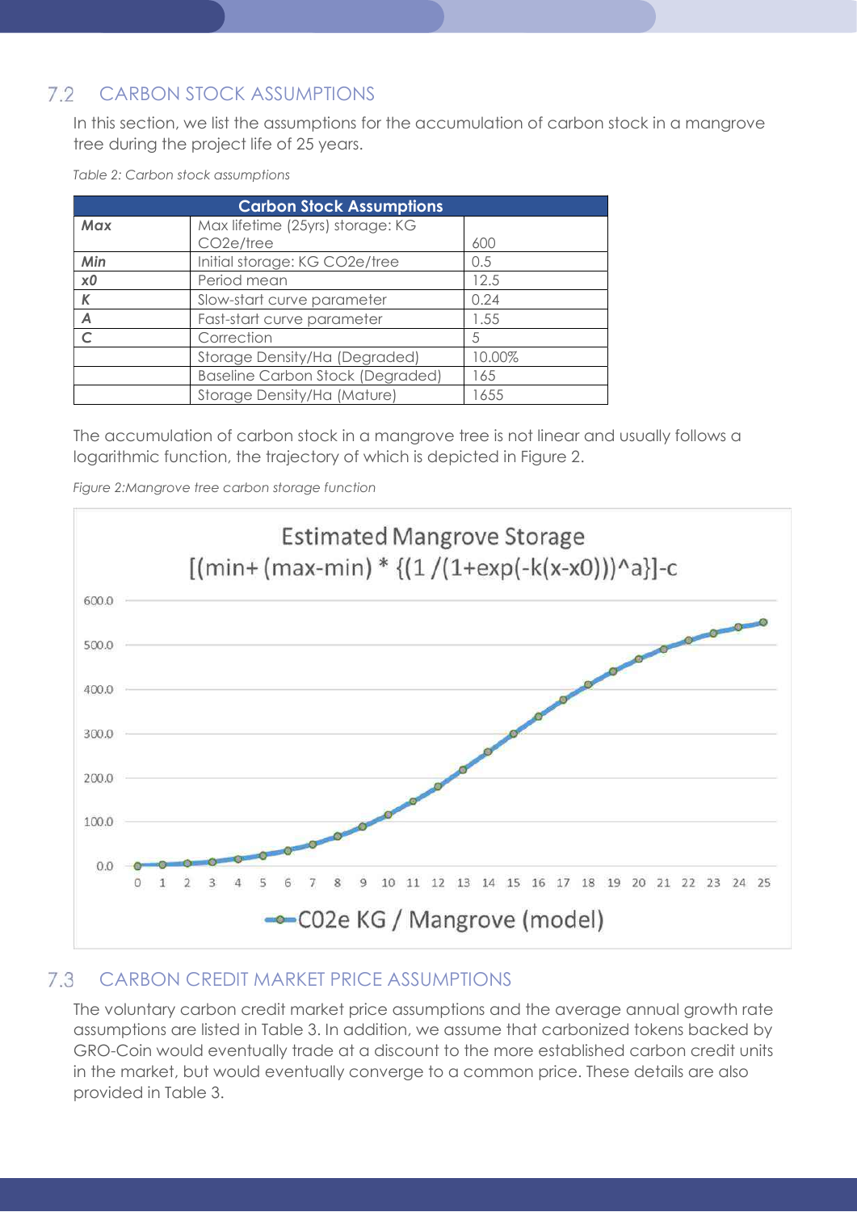## 7.2 CARBON STOCK ASSUMPTIONS

In this section, we list the assumptions for the accumulation of carbon stock in a mangrove tree during the project life of 25 years.

*Table 2: Carbon stock assumptions*

| Carbon Stock Assumptions | | |
|---|---|---|
| ***Max*** | Max lifetime (25yrs) storage: KG CO2e/tree | 600 |
| ***Min*** | Initial storage: KG CO2e/tree | 0.5 |
| ***x0*** | Period mean | 12.5 |
| *K* | Slow-start curve parameter | 0.24 |
| *A* | Fast-start curve parameter | 1.55 |
| *C* | Correction | 5 |
| | Storage Density/Ha (Degraded) | 10.00% |
| | Baseline Carbon Stock (Degraded) | 165 |
| | Storage Density/Ha (Mature) | 1655 |

The accumulation of carbon stock in a mangrove tree is not linear and usually follows a logarithmic function, the trajectory of which is depicted in Figure 2.

*Figure 2:Mangrove tree carbon storage function*

Estimated Mangrove Storage
[(min+ (max-min) * {(1 /(1+exp(-k(x-x0)))^a}]-c

C02e KG / Mangrove (model)

## 7.3 CARBON CREDIT MARKET PRICE ASSUMPTIONS

The voluntary carbon credit market price assumptions and the average annual growth rate assumptions are listed in Table 3. In addition, we assume that carbonized tokens backed by GRO-Coin would eventually trade at a discount to the more established carbon credit units in the market, but would eventually converge to a common price. These details are also provided in Table 3.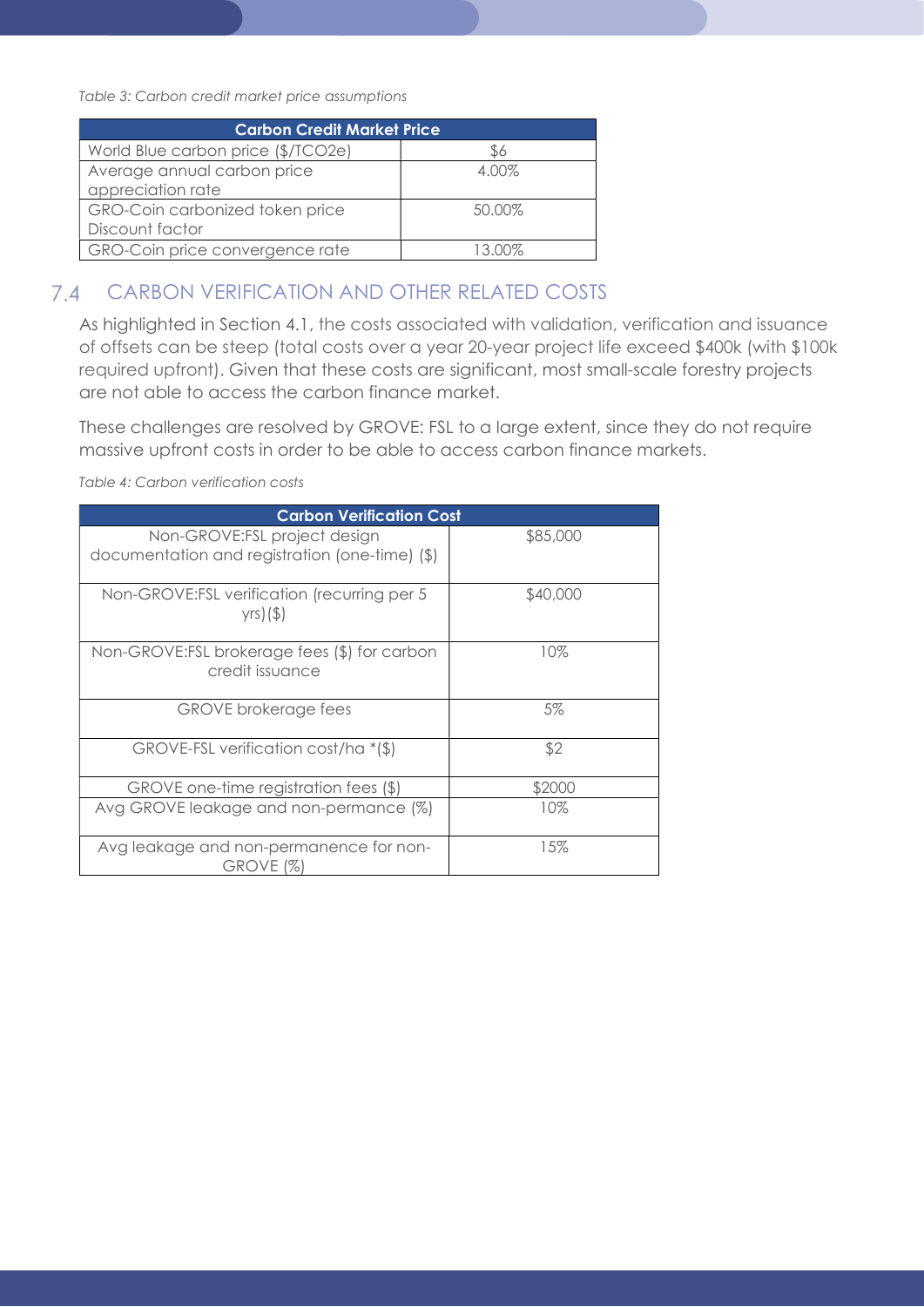*Table 3: Carbon credit market price assumptions*

| Carbon Credit Market Price | |
|---|---|
| World Blue carbon price ($/TCO2e) | $6 |
| Average annual carbon price appreciation rate | 4.00% |
| GRO-Coin carbonized token price Discount factor | 50.00% |
| GRO-Coin price convergence rate | 13.00% |

## 7.4 CARBON VERIFICATION AND OTHER RELATED COSTS

As highlighted in Section 4.1, the costs associated with validation, verification and issuance of offsets can be steep (total costs over a year 20-year project life exceed $400k (with $100k required upfront). Given that these costs are significant, most small-scale forestry projects are not able to access the carbon finance market.

These challenges are resolved by GROVE: FSL to a large extent, since they do not require massive upfront costs in order to be able to access carbon finance markets.

*Table 4: Carbon verification costs*

| Carbon Verification Cost | |
|---|---|
| Non-GROVE:FSL project design documentation and registration (one-time) ($) | $85,000 |
| Non-GROVE:FSL verification (recurring per 5 yrs)($) | $40,000 |
| Non-GROVE:FSL brokerage fees ($) for carbon credit issuance | 10% |
| GROVE brokerage fees | 5% |
| GROVE-FSL verification cost/ha *($) | $2 |
| GROVE one-time registration fees ($) | $2000 |
| Avg GROVE leakage and non-permance (%) | 10% |
| Avg leakage and non-permanence for non-GROVE (%) | 15% |